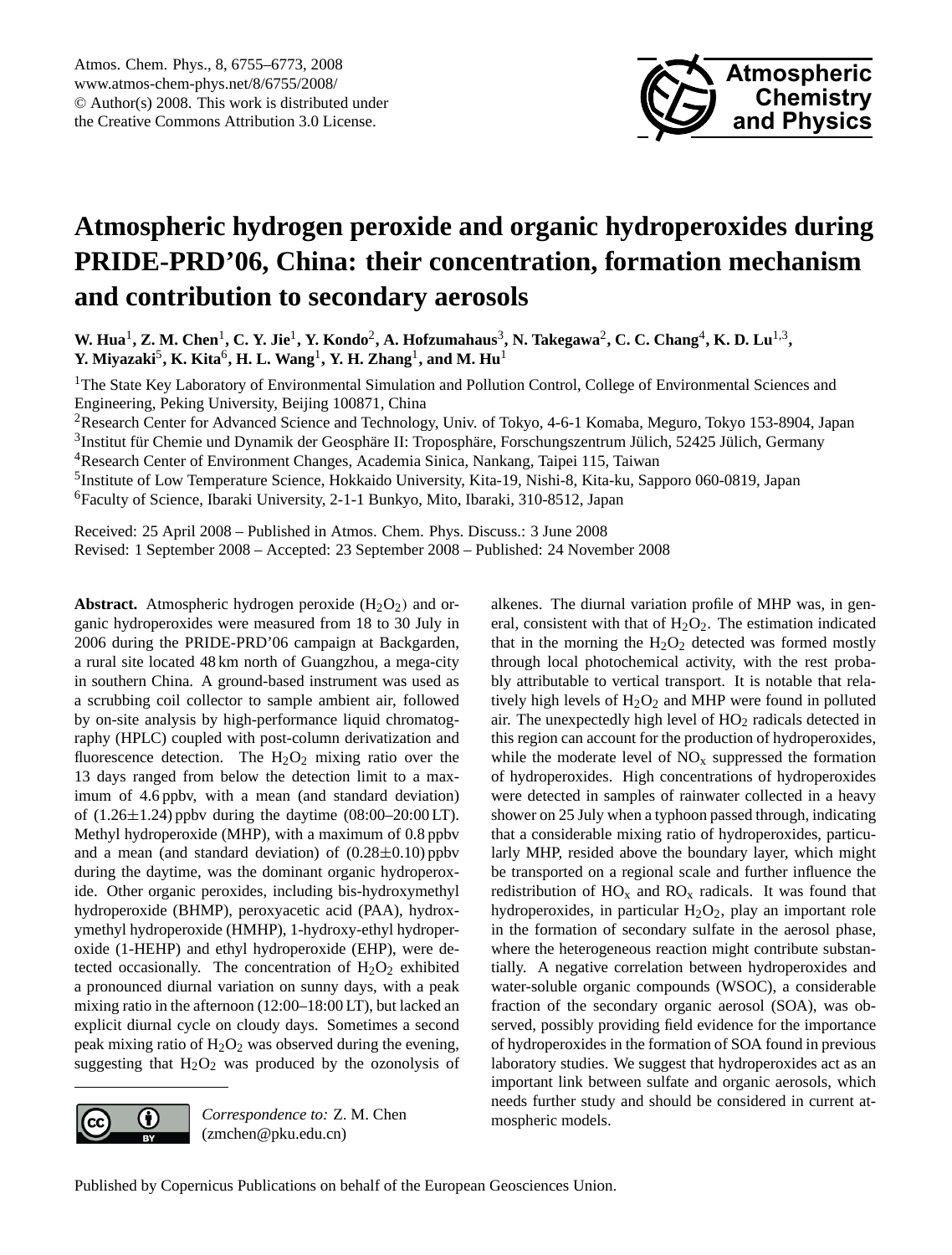# Atmospheric hydrogen peroxide and organic hydroperoxides during PRIDE-PRD'06, China: their concentration, formation mechanism and contribution to secondary aerosols

**W. Hua[1], Z. M. Chen[1], C. Y. Jie[1], Y. Kondo[2], A. Hofzumahaus[3], N. Takegawa[2], C. C. Chang[4], K. D. Lu[1,3], Y. Miyazaki[5], K. Kita[6], H. L. Wang[1], Y. H. Zhang[1], and M. Hu[1]**

[1]The State Key Laboratory of Environmental Simulation and Pollution Control, College of Environmental Sciences and Engineering, Peking University, Beijing 100871, China

[2]Research Center for Advanced Science and Technology, Univ. of Tokyo, 4-6-1 Komaba, Meguro, Tokyo 153-8904, Japan

[3]Institut für Chemie und Dynamik der Geosphäre II: Troposphäre, Forschungszentrum Jülich, 52425 Jülich, Germany

[4]Research Center of Environment Changes, Academia Sinica, Nankang, Taipei 115, Taiwan

[5]Institute of Low Temperature Science, Hokkaido University, Kita-19, Nishi-8, Kita-ku, Sapporo 060-0819, Japan

[6]Faculty of Science, Ibaraki University, 2-1-1 Bunkyo, Mito, Ibaraki, 310-8512, Japan

Received: 25 April 2008 – Published in Atmos. Chem. Phys. Discuss.: 3 June 2008

Revised: 1 September 2008 – Accepted: 23 September 2008 – Published: 24 November 2008

**Abstract.** Atmospheric hydrogen peroxide ($H_2O_2$) and organic hydroperoxides were measured from 18 to 30 July in 2006 during the PRIDE-PRD'06 campaign at Backgarden, a rural site located 48 km north of Guangzhou, a mega-city in southern China. A ground-based instrument was used as a scrubbing coil collector to sample ambient air, followed by on-site analysis by high-performance liquid chromatography (HPLC) coupled with post-column derivatization and fluorescence detection. The $H_2O_2$ mixing ratio over the 13 days ranged from below the detection limit to a maximum of 4.6 ppbv, with a mean (and standard deviation) of ($1.26\pm1.24$) ppbv during the daytime (08:00–20:00 LT). Methyl hydroperoxide (MHP), with a maximum of 0.8 ppbv and a mean (and standard deviation) of ($0.28\pm0.10$) ppbv during the daytime, was the dominant organic hydroperoxide. Other organic peroxides, including bis-hydroxymethyl hydroperoxide (BHMP), peroxyacetic acid (PAA), hydroxymethyl hydroperoxide (HMHP), 1-hydroxy-ethyl hydroperoxide (1-HEHP) and ethyl hydroperoxide (EHP), were detected occasionally. The concentration of $H_2O_2$ exhibited a pronounced diurnal variation on sunny days, with a peak mixing ratio in the afternoon (12:00–18:00 LT), but lacked an explicit diurnal cycle on cloudy days. Sometimes a second peak mixing ratio of $H_2O_2$ was observed during the evening, suggesting that $H_2O_2$ was produced by the ozonolysis of alkenes. The diurnal variation profile of MHP was, in general, consistent with that of $H_2O_2$. The estimation indicated that in the morning the $H_2O_2$ detected was formed mostly through local photochemical activity, with the rest probably attributable to vertical transport. It is notable that relatively high levels of $H_2O_2$ and MHP were found in polluted air. The unexpectedly high level of $HO_2$ radicals detected in this region can account for the production of hydroperoxides, while the moderate level of $NO_x$ suppressed the formation of hydroperoxides. High concentrations of hydroperoxides were detected in samples of rainwater collected in a heavy shower on 25 July when a typhoon passed through, indicating that a considerable mixing ratio of hydroperoxides, particularly MHP, resided above the boundary layer, which might be transported on a regional scale and further influence the redistribution of $HO_x$ and $RO_x$ radicals. It was found that hydroperoxides, in particular $H_2O_2$, play an important role in the formation of secondary sulfate in the aerosol phase, where the heterogeneous reaction might contribute substantially. A negative correlation between hydroperoxides and water-soluble organic compounds (WSOC), a considerable fraction of the secondary organic aerosol (SOA), was observed, possibly providing field evidence for the importance of hydroperoxides in the formation of SOA found in previous laboratory studies. We suggest that hydroperoxides act as an important link between sulfate and organic aerosols, which needs further study and should be considered in current atmospheric models.

*Correspondence to:* Z. M. Chen (zmchen@pku.edu.cn)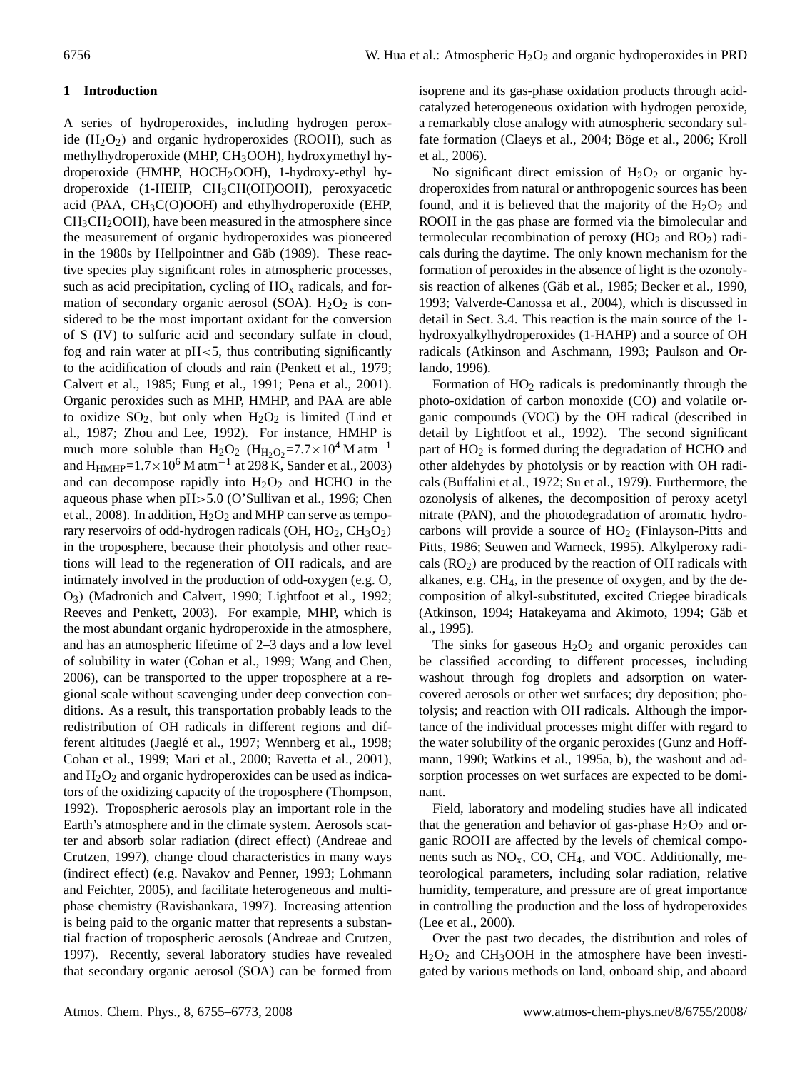## 1 Introduction

A series of hydroperoxides, including hydrogen peroxide ($H_2O_2$) and organic hydroperoxides (ROOH), such as methylhydroperoxide (MHP, $CH_3OOH$), hydroxymethyl hydroperoxide (HMHP, $HOCH_2OOH$), 1-hydroxy-ethyl hydroperoxide (1-HEHP, $CH_3CH(OH)OOH$), peroxyacetic acid (PAA, $CH_3C(O)OOH$) and ethylhydroperoxide (EHP, $CH_3CH_2OOH$), have been measured in the atmosphere since the measurement of organic hydroperoxides was pioneered in the 1980s by Hellpointner and Gäb (1989). These reactive species play significant roles in atmospheric processes, such as acid precipitation, cycling of $HO_x$ radicals, and formation of secondary organic aerosol (SOA). $H_2O_2$ is considered to be the most important oxidant for the conversion of S (IV) to sulfuric acid and secondary sulfate in cloud, fog and rain water at pH<5, thus contributing significantly to the acidification of clouds and rain (Penkett et al., 1979; Calvert et al., 1985; Fung et al., 1991; Pena et al., 2001). Organic peroxides such as MHP, HMHP, and PAA are able to oxidize $SO_2$, but only when $H_2O_2$ is limited (Lind et al., 1987; Zhou and Lee, 1992). For instance, HMHP is much more soluble than $H_2O_2$ ($H_{H_2O_2}=7.7\times10^4$ M atm$^{-1}$ and $H_{HMHP}=1.7\times10^6$ M atm$^{-1}$ at 298 K, Sander et al., 2003) and can decompose rapidly into $H_2O_2$ and HCHO in the aqueous phase when pH>5.0 (O'Sullivan et al., 1996; Chen et al., 2008). In addition, $H_2O_2$ and MHP can serve as temporary reservoirs of odd-hydrogen radicals (OH, $HO_2$, $CH_3O_2$) in the troposphere, because their photolysis and other reactions will lead to the regeneration of OH radicals, and are intimately involved in the production of odd-oxygen (e.g. O, $O_3$) (Madronich and Calvert, 1990; Lightfoot et al., 1992; Reeves and Penkett, 2003). For example, MHP, which is the most abundant organic hydroperoxide in the atmosphere, and has an atmospheric lifetime of 2–3 days and a low level of solubility in water (Cohan et al., 1999; Wang and Chen, 2006), can be transported to the upper troposphere at a regional scale without scavenging under deep convection conditions. As a result, this transportation probably leads to the redistribution of OH radicals in different regions and different altitudes (Jaeglé et al., 1997; Wennberg et al., 1998; Cohan et al., 1999; Mari et al., 2000; Ravetta et al., 2001), and $H_2O_2$ and organic hydroperoxides can be used as indicators of the oxidizing capacity of the troposphere (Thompson, 1992). Tropospheric aerosols play an important role in the Earth's atmosphere and in the climate system. Aerosols scatter and absorb solar radiation (direct effect) (Andreae and Crutzen, 1997), change cloud characteristics in many ways (indirect effect) (e.g. Navakov and Penner, 1993; Lohmann and Feichter, 2005), and facilitate heterogeneous and multiphase chemistry (Ravishankara, 1997). Increasing attention is being paid to the organic matter that represents a substantial fraction of tropospheric aerosols (Andreae and Crutzen, 1997). Recently, several laboratory studies have revealed that secondary organic aerosol (SOA) can be formed from isoprene and its gas-phase oxidation products through acid-catalyzed heterogeneous oxidation with hydrogen peroxide, a remarkably close analogy with atmospheric secondary sulfate formation (Claeys et al., 2004; Böge et al., 2006; Kroll et al., 2006).

No significant direct emission of $H_2O_2$ or organic hydroperoxides from natural or anthropogenic sources has been found, and it is believed that the majority of the $H_2O_2$ and ROOH in the gas phase are formed via the bimolecular and termolecular recombination of peroxy ($HO_2$ and $RO_2$) radicals during the daytime. The only known mechanism for the formation of peroxides in the absence of light is the ozonolysis reaction of alkenes (Gäb et al., 1985; Becker et al., 1990, 1993; Valverde-Canossa et al., 2004), which is discussed in detail in Sect. 3.4. This reaction is the main source of the 1-hydroxyalkylhydroperoxides (1-HAHP) and a source of OH radicals (Atkinson and Aschmann, 1993; Paulson and Orlando, 1996).

Formation of $HO_2$ radicals is predominantly through the photo-oxidation of carbon monoxide (CO) and volatile organic compounds (VOC) by the OH radical (described in detail by Lightfoot et al., 1992). The second significant part of $HO_2$ is formed during the degradation of HCHO and other aldehydes by photolysis or by reaction with OH radicals (Buffalini et al., 1972; Su et al., 1979). Furthermore, the ozonolysis of alkenes, the decomposition of peroxy acetyl nitrate (PAN), and the photodegradation of aromatic hydrocarbons will provide a source of $HO_2$ (Finlayson-Pitts and Pitts, 1986; Seuwen and Warneck, 1995). Alkylperoxy radicals ($RO_2$) are produced by the reaction of OH radicals with alkanes, e.g. $CH_4$, in the presence of oxygen, and by the decomposition of alkyl-substituted, excited Criegee biradicals (Atkinson, 1994; Hatakeyama and Akimoto, 1994; Gäb et al., 1995).

The sinks for gaseous $H_2O_2$ and organic peroxides can be classified according to different processes, including washout through fog droplets and adsorption on water-covered aerosols or other wet surfaces; dry deposition; photolysis; and reaction with OH radicals. Although the importance of the individual processes might differ with regard to the water solubility of the organic peroxides (Gunz and Hoffmann, 1990; Watkins et al., 1995a, b), the washout and adsorption processes on wet surfaces are expected to be dominant.

Field, laboratory and modeling studies have all indicated that the generation and behavior of gas-phase $H_2O_2$ and organic ROOH are affected by the levels of chemical components such as $NO_x$, CO, $CH_4$, and VOC. Additionally, meteorological parameters, including solar radiation, relative humidity, temperature, and pressure are of great importance in controlling the production and the loss of hydroperoxides (Lee et al., 2000).

Over the past two decades, the distribution and roles of $H_2O_2$ and $CH_3OOH$ in the atmosphere have been investigated by various methods on land, onboard ship, and aboard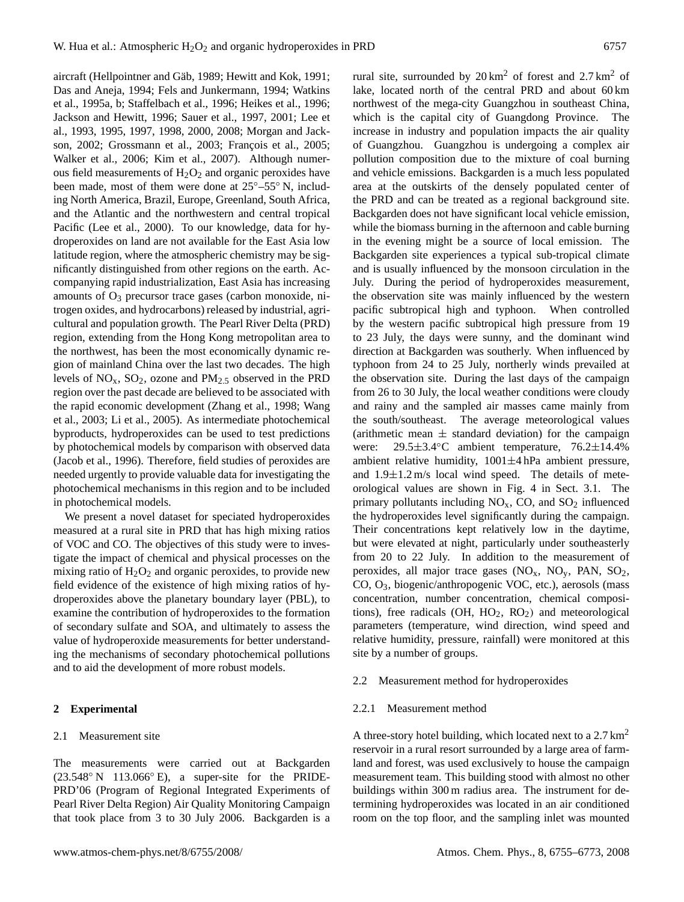aircraft (Hellpointner and Gäb, 1989; Hewitt and Kok, 1991; Das and Aneja, 1994; Fels and Junkermann, 1994; Watkins et al., 1995a, b; Staffelbach et al., 1996; Heikes et al., 1996; Jackson and Hewitt, 1996; Sauer et al., 1997, 2001; Lee et al., 1993, 1995, 1997, 1998, 2000, 2008; Morgan and Jackson, 2002; Grossmann et al., 2003; François et al., 2005; Walker et al., 2006; Kim et al., 2007). Although numerous field measurements of $H_2O_2$ and organic peroxides have been made, most of them were done at 25°–55° N, including North America, Brazil, Europe, Greenland, South Africa, and the Atlantic and the northwestern and central tropical Pacific (Lee et al., 2000). To our knowledge, data for hydroperoxides on land are not available for the East Asia low latitude region, where the atmospheric chemistry may be significantly distinguished from other regions on the earth. Accompanying rapid industrialization, East Asia has increasing amounts of $O_3$ precursor trace gases (carbon monoxide, nitrogen oxides, and hydrocarbons) released by industrial, agricultural and population growth. The Pearl River Delta (PRD) region, extending from the Hong Kong metropolitan area to the northwest, has been the most economically dynamic region of mainland China over the last two decades. The high levels of $NO_x$, $SO_2$, ozone and $PM_{2.5}$ observed in the PRD region over the past decade are believed to be associated with the rapid economic development (Zhang et al., 1998; Wang et al., 2003; Li et al., 2005). As intermediate photochemical byproducts, hydroperoxides can be used to test predictions by photochemical models by comparison with observed data (Jacob et al., 1996). Therefore, field studies of peroxides are needed urgently to provide valuable data for investigating the photochemical mechanisms in this region and to be included in photochemical models.

We present a novel dataset for speciated hydroperoxides measured at a rural site in PRD that has high mixing ratios of VOC and CO. The objectives of this study were to investigate the impact of chemical and physical processes on the mixing ratio of $H_2O_2$ and organic peroxides, to provide new field evidence of the existence of high mixing ratios of hydroperoxides above the planetary boundary layer (PBL), to examine the contribution of hydroperoxides to the formation of secondary sulfate and SOA, and ultimately to assess the value of hydroperoxide measurements for better understanding the mechanisms of secondary photochemical pollutions and to aid the development of more robust models.

## 2 Experimental

### 2.1 Measurement site

The measurements were carried out at Backgarden (23.548° N 113.066° E), a super-site for the PRIDE-PRD'06 (Program of Regional Integrated Experiments of Pearl River Delta Region) Air Quality Monitoring Campaign that took place from 3 to 30 July 2006. Backgarden is a rural site, surrounded by 20 $km^2$ of forest and 2.7 $km^2$ of lake, located north of the central PRD and about 60 km northwest of the mega-city Guangzhou in southeast China, which is the capital city of Guangdong Province. The increase in industry and population impacts the air quality of Guangzhou. Guangzhou is undergoing a complex air pollution composition due to the mixture of coal burning and vehicle emissions. Backgarden is a much less populated area at the outskirts of the densely populated center of the PRD and can be treated as a regional background site. Backgarden does not have significant local vehicle emission, while the biomass burning in the afternoon and cable burning in the evening might be a source of local emission. The Backgarden site experiences a typical sub-tropical climate and is usually influenced by the monsoon circulation in the July. During the period of hydroperoxides measurement, the observation site was mainly influenced by the western pacific subtropical high and typhoon. When controlled by the western pacific subtropical high pressure from 19 to 23 July, the days were sunny, and the dominant wind direction at Backgarden was southerly. When influenced by typhoon from 24 to 25 July, northerly winds prevailed at the observation site. During the last days of the campaign from 26 to 30 July, the local weather conditions were cloudy and rainy and the sampled air masses came mainly from the south/southeast. The average meteorological values (arithmetic mean ± standard deviation) for the campaign were: 29.5±3.4°C ambient temperature, 76.2±14.4% ambient relative humidity, 1001±4 hPa ambient pressure, and 1.9±1.2 m/s local wind speed. The details of meteorological values are shown in Fig. 4 in Sect. 3.1. The primary pollutants including $NO_x$, CO, and $SO_2$ influenced the hydroperoxides level significantly during the campaign. Their concentrations kept relatively low in the daytime, but were elevated at night, particularly under southeasterly from 20 to 22 July. In addition to the measurement of peroxides, all major trace gases ($NO_x$, $NO_y$, PAN, $SO_2$, CO, $O_3$, biogenic/anthropogenic VOC, etc.), aerosols (mass concentration, number concentration, chemical compositions), free radicals (OH, $HO_2$, $RO_2$) and meteorological parameters (temperature, wind direction, wind speed and relative humidity, pressure, rainfall) were monitored at this site by a number of groups.

### 2.2 Measurement method for hydroperoxides

#### 2.2.1 Measurement method

A three-story hotel building, which located next to a 2.7 $km^2$ reservoir in a rural resort surrounded by a large area of farmland and forest, was used exclusively to house the campaign measurement team. This building stood with almost no other buildings within 300 m radius area. The instrument for determining hydroperoxides was located in an air conditioned room on the top floor, and the sampling inlet was mounted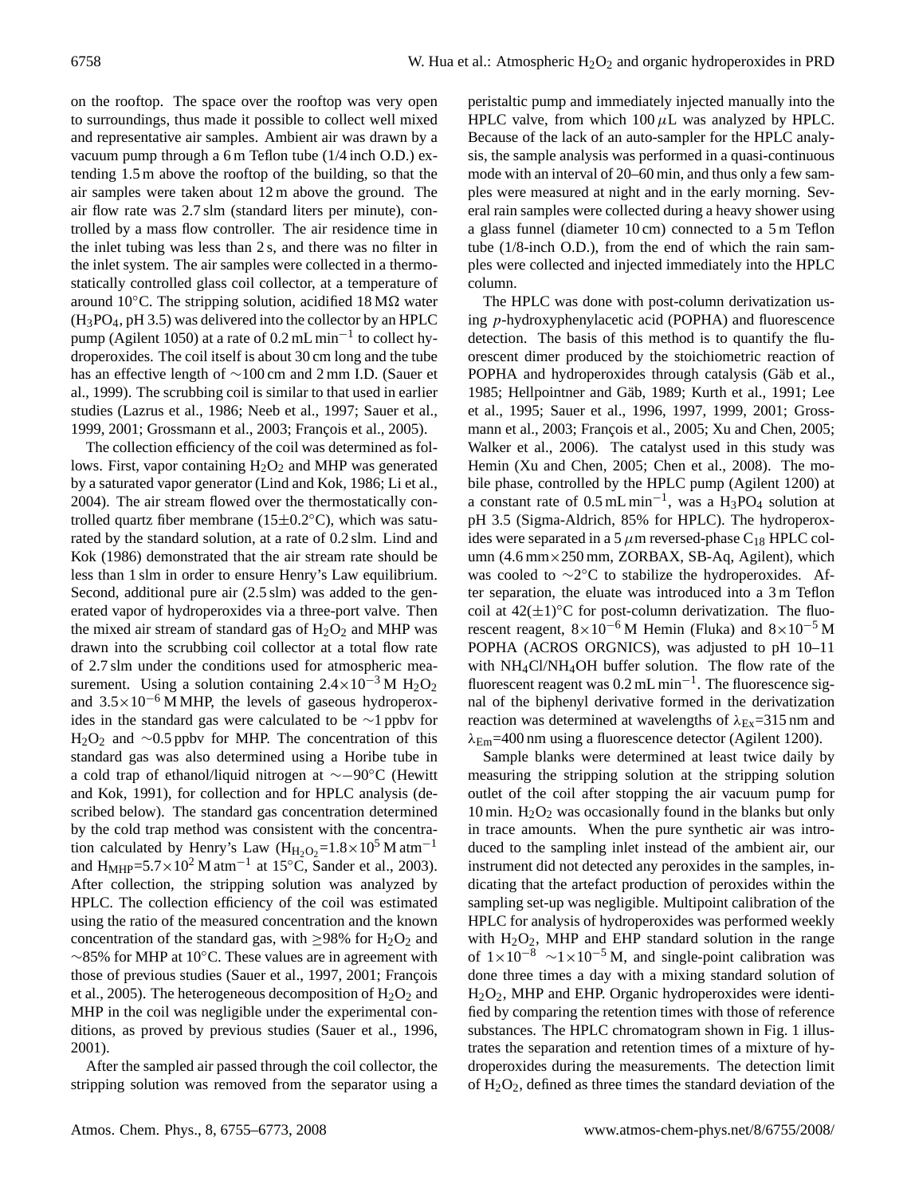on the rooftop. The space over the rooftop was very open to surroundings, thus made it possible to collect well mixed and representative air samples. Ambient air was drawn by a vacuum pump through a 6 m Teflon tube (1/4 inch O.D.) extending 1.5 m above the rooftop of the building, so that the air samples were taken about 12 m above the ground. The air flow rate was 2.7 slm (standard liters per minute), controlled by a mass flow controller. The air residence time in the inlet tubing was less than 2 s, and there was no filter in the inlet system. The air samples were collected in a thermostatically controlled glass coil collector, at a temperature of around 10°C. The stripping solution, acidified 18 MΩ water ($H_3PO_4$, pH 3.5) was delivered into the collector by an HPLC pump (Agilent 1050) at a rate of 0.2 mL $min^{-1}$ to collect hydroperoxides. The coil itself is about 30 cm long and the tube has an effective length of ∼100 cm and 2 mm I.D. (Sauer et al., 1999). The scrubbing coil is similar to that used in earlier studies (Lazrus et al., 1986; Neeb et al., 1997; Sauer et al., 1999, 2001; Grossmann et al., 2003; François et al., 2005).

The collection efficiency of the coil was determined as follows. First, vapor containing $H_2O_2$ and MHP was generated by a saturated vapor generator (Lind and Kok, 1986; Li et al., 2004). The air stream flowed over the thermostatically controlled quartz fiber membrane (15±0.2°C), which was saturated by the standard solution, at a rate of 0.2 slm. Lind and Kok (1986) demonstrated that the air stream rate should be less than 1 slm in order to ensure Henry's Law equilibrium. Second, additional pure air (2.5 slm) was added to the generated vapor of hydroperoxides via a three-port valve. Then the mixed air stream of standard gas of $H_2O_2$ and MHP was drawn into the scrubbing coil collector at a total flow rate of 2.7 slm under the conditions used for atmospheric measurement. Using a solution containing $2.4\times10^{-3}$ M $H_2O_2$ and $3.5\times10^{-6}$ M MHP, the levels of gaseous hydroperoxides in the standard gas were calculated to be ∼1 ppbv for $H_2O_2$ and ∼0.5 ppbv for MHP. The concentration of this standard gas was also determined using a Horibe tube in a cold trap of ethanol/liquid nitrogen at ∼−90°C (Hewitt and Kok, 1991), for collection and for HPLC analysis (described below). The standard gas concentration determined by the cold trap method was consistent with the concentration calculated by Henry's Law ($H_{H_2O_2}=1.8\times10^5$ M $atm^{-1}$ and $H_{MHP}=5.7\times10^2$ M $atm^{-1}$ at 15°C, Sander et al., 2003). After collection, the stripping solution was analyzed by HPLC. The collection efficiency of the coil was estimated using the ratio of the measured concentration and the known concentration of the standard gas, with ≥98% for $H_2O_2$ and ∼85% for MHP at 10°C. These values are in agreement with those of previous studies (Sauer et al., 1997, 2001; François et al., 2005). The heterogeneous decomposition of $H_2O_2$ and MHP in the coil was negligible under the experimental conditions, as proved by previous studies (Sauer et al., 1996, 2001).

After the sampled air passed through the coil collector, the stripping solution was removed from the separator using a peristaltic pump and immediately injected manually into the HPLC valve, from which 100 µL was analyzed by HPLC. Because of the lack of an auto-sampler for the HPLC analysis, the sample analysis was performed in a quasi-continuous mode with an interval of 20–60 min, and thus only a few samples were measured at night and in the early morning. Several rain samples were collected during a heavy shower using a glass funnel (diameter 10 cm) connected to a 5 m Teflon tube (1/8-inch O.D.), from the end of which the rain samples were collected and injected immediately into the HPLC column.

The HPLC was done with post-column derivatization using *p*-hydroxyphenylacetic acid (POPHA) and fluorescence detection. The basis of this method is to quantify the fluorescent dimer produced by the stoichiometric reaction of POPHA and hydroperoxides through catalysis (Gäb et al., 1985; Hellpointner and Gäb, 1989; Kurth et al., 1991; Lee et al., 1995; Sauer et al., 1996, 1997, 1999, 2001; Grossmann et al., 2003; François et al., 2005; Xu and Chen, 2005; Walker et al., 2006). The catalyst used in this study was Hemin (Xu and Chen, 2005; Chen et al., 2008). The mobile phase, controlled by the HPLC pump (Agilent 1200) at a constant rate of 0.5 mL $min^{-1}$, was a $H_3PO_4$ solution at pH 3.5 (Sigma-Aldrich, 85% for HPLC). The hydroperoxides were separated in a 5 µm reversed-phase $C_{18}$ HPLC column (4.6 mm×250 mm, ZORBAX, SB-Aq, Agilent), which was cooled to ∼2°C to stabilize the hydroperoxides. After separation, the eluate was introduced into a 3 m Teflon coil at 42(±1)°C for post-column derivatization. The fluorescent reagent, $8\times10^{-6}$ M Hemin (Fluka) and $8\times10^{-5}$ M POPHA (ACROS ORGNICS), was adjusted to pH 10–11 with $NH_4Cl/NH_4OH$ buffer solution. The flow rate of the fluorescent reagent was 0.2 mL $min^{-1}$. The fluorescence signal of the biphenyl derivative formed in the derivatization reaction was determined at wavelengths of $\lambda_{Ex}$=315 nm and $\lambda_{Em}$=400 nm using a fluorescence detector (Agilent 1200).

Sample blanks were determined at least twice daily by measuring the stripping solution at the stripping solution outlet of the coil after stopping the air vacuum pump for 10 min. $H_2O_2$ was occasionally found in the blanks but only in trace amounts. When the pure synthetic air was introduced to the sampling inlet instead of the ambient air, our instrument did not detected any peroxides in the samples, indicating that the artefact production of peroxides within the sampling set-up was negligible. Multipoint calibration of the HPLC for analysis of hydroperoxides was performed weekly with $H_2O_2$, MHP and EHP standard solution in the range of $1\times10^{-8}$ ∼$1\times10^{-5}$ M, and single-point calibration was done three times a day with a mixing standard solution of $H_2O_2$, MHP and EHP. Organic hydroperoxides were identified by comparing the retention times with those of reference substances. The HPLC chromatogram shown in Fig. 1 illustrates the separation and retention times of a mixture of hydroperoxides during the measurements. The detection limit of $H_2O_2$, defined as three times the standard deviation of the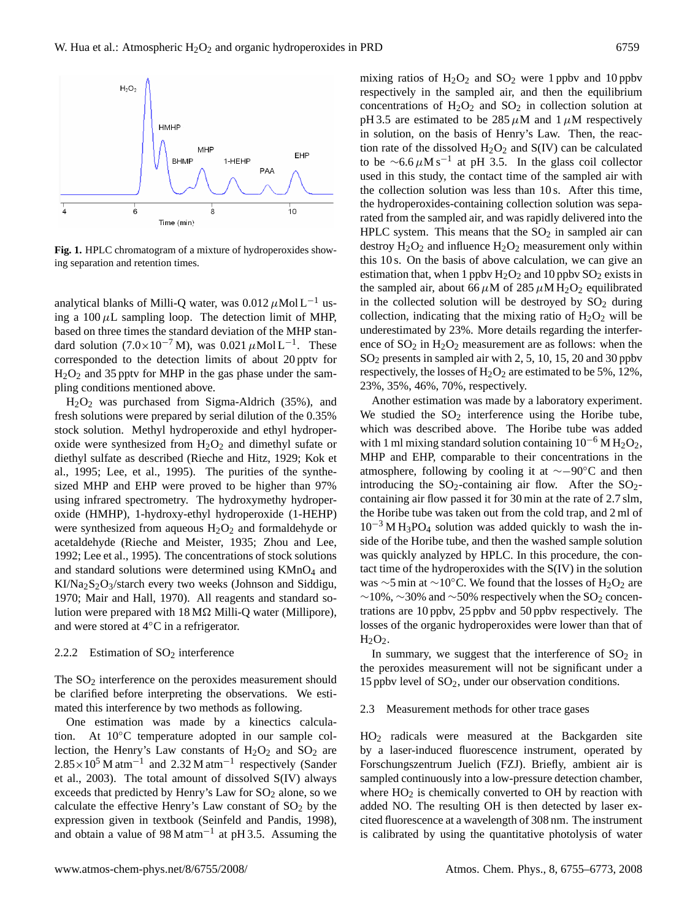**Fig. 1.** HPLC chromatogram of a mixture of hydroperoxides showing separation and retention times.

analytical blanks of Milli-Q water, was 0.012 $\mu$Mol $L^{-1}$ using a 100 $\mu$L sampling loop. The detection limit of MHP, based on three times the standard deviation of the MHP standard solution ($7.0\times10^{-7}$ M), was 0.021 $\mu$Mol $L^{-1}$. These corresponded to the detection limits of about 20 pptv for $H_2O_2$ and 35 pptv for MHP in the gas phase under the sampling conditions mentioned above.

$H_2O_2$ was purchased from Sigma-Aldrich (35%), and fresh solutions were prepared by serial dilution of the 0.35% stock solution. Methyl hydroperoxide and ethyl hydroperoxide were synthesized from $H_2O_2$ and dimethyl sufate or diethyl sulfate as described (Rieche and Hitz, 1929; Kok et al., 1995; Lee, et al., 1995). The purities of the synthesized MHP and EHP were proved to be higher than 97% using infrared spectrometry. The hydroxymethy hydroperoxide (HMHP), 1-hydroxy-ethyl hydroperoxide (1-HEHP) were synthesized from aqueous $H_2O_2$ and formaldehyde or acetaldehyde (Rieche and Meister, 1935; Zhou and Lee, 1992; Lee et al., 1995). The concentrations of stock solutions and standard solutions were determined using $KMnO_4$ and $KI/Na_2S_2O_3$/starch every two weeks (Johnson and Siddigu, 1970; Mair and Hall, 1970). All reagents and standard solution were prepared with 18 MΩ Milli-Q water (Millipore), and were stored at 4°C in a refrigerator.

### 2.2.2 Estimation of $SO_2$ interference

The $SO_2$ interference on the peroxides measurement should be clarified before interpreting the observations. We estimated this interference by two methods as following.

One estimation was made by a kinectics calculation. At 10°C temperature adopted in our sample collection, the Henry's Law constants of $H_2O_2$ and $SO_2$ are $2.85\times10^5$ M $atm^{-1}$ and 2.32 M $atm^{-1}$ respectively (Sander et al., 2003). The total amount of dissolved S(IV) always exceeds that predicted by Henry's Law for $SO_2$ alone, so we calculate the effective Henry's Law constant of $SO_2$ by the expression given in textbook (Seinfeld and Pandis, 1998), and obtain a value of 98 M $atm^{-1}$ at pH 3.5. Assuming the mixing ratios of $H_2O_2$ and $SO_2$ were 1 ppbv and 10 ppbv respectively in the sampled air, and then the equilibrium concentrations of $H_2O_2$ and $SO_2$ in collection solution at pH 3.5 are estimated to be 285 $\mu$M and 1 $\mu$M respectively in solution, on the basis of Henry's Law. Then, the reaction rate of the dissolved $H_2O_2$ and S(IV) can be calculated to be ~6.6 $\mu$M $s^{-1}$ at pH 3.5. In the glass coil collector used in this study, the contact time of the sampled air with the collection solution was less than 10 s. After this time, the hydroperoxides-containing collection solution was separated from the sampled air, and was rapidly delivered into the HPLC system. This means that the $SO_2$ in sampled air can destroy $H_2O_2$ and influence $H_2O_2$ measurement only within this 10 s. On the basis of above calculation, we can give an estimation that, when 1 ppbv $H_2O_2$ and 10 ppbv $SO_2$ exists in the sampled air, about 66 $\mu$M of 285 $\mu$M $H_2O_2$ equilibrated in the collected solution will be destroyed by $SO_2$ during collection, indicating that the mixing ratio of $H_2O_2$ will be underestimated by 23%. More details regarding the interference of $SO_2$ in $H_2O_2$ measurement are as follows: when the $SO_2$ presents in sampled air with 2, 5, 10, 15, 20 and 30 ppbv respectively, the losses of $H_2O_2$ are estimated to be 5%, 12%, 23%, 35%, 46%, 70%, respectively.

Another estimation was made by a laboratory experiment. We studied the $SO_2$ interference using the Horibe tube, which was described above. The Horibe tube was added with 1 ml mixing standard solution containing $10^{-6}$ M $H_2O_2$, MHP and EHP, comparable to their concentrations in the atmosphere, following by cooling it at ~−90°C and then introducing the $SO_2$-containing air flow. After the $SO_2$-containing air flow passed it for 30 min at the rate of 2.7 slm, the Horibe tube was taken out from the cold trap, and 2 ml of $10^{-3}$ M $H_3PO_4$ solution was added quickly to wash the inside of the Horibe tube, and then the washed sample solution was quickly analyzed by HPLC. In this procedure, the contact time of the hydroperoxides with the S(IV) in the solution was ~5 min at ~10°C. We found that the losses of $H_2O_2$ are ~10%, ~30% and ~50% respectively when the $SO_2$ concentrations are 10 ppbv, 25 ppbv and 50 ppbv respectively. The losses of the organic hydroperoxides were lower than that of $H_2O_2$.

In summary, we suggest that the interference of $SO_2$ in the peroxides measurement will not be significant under a 15 ppbv level of $SO_2$, under our observation conditions.

## 2.3 Measurement methods for other trace gases

$HO_2$ radicals were measured at the Backgarden site by a laser-induced fluorescence instrument, operated by Forschungszentrum Juelich (FZJ). Briefly, ambient air is sampled continuously into a low-pressure detection chamber, where $HO_2$ is chemically converted to OH by reaction with added NO. The resulting OH is then detected by laser excited fluorescence at a wavelength of 308 nm. The instrument is calibrated by using the quantitative photolysis of water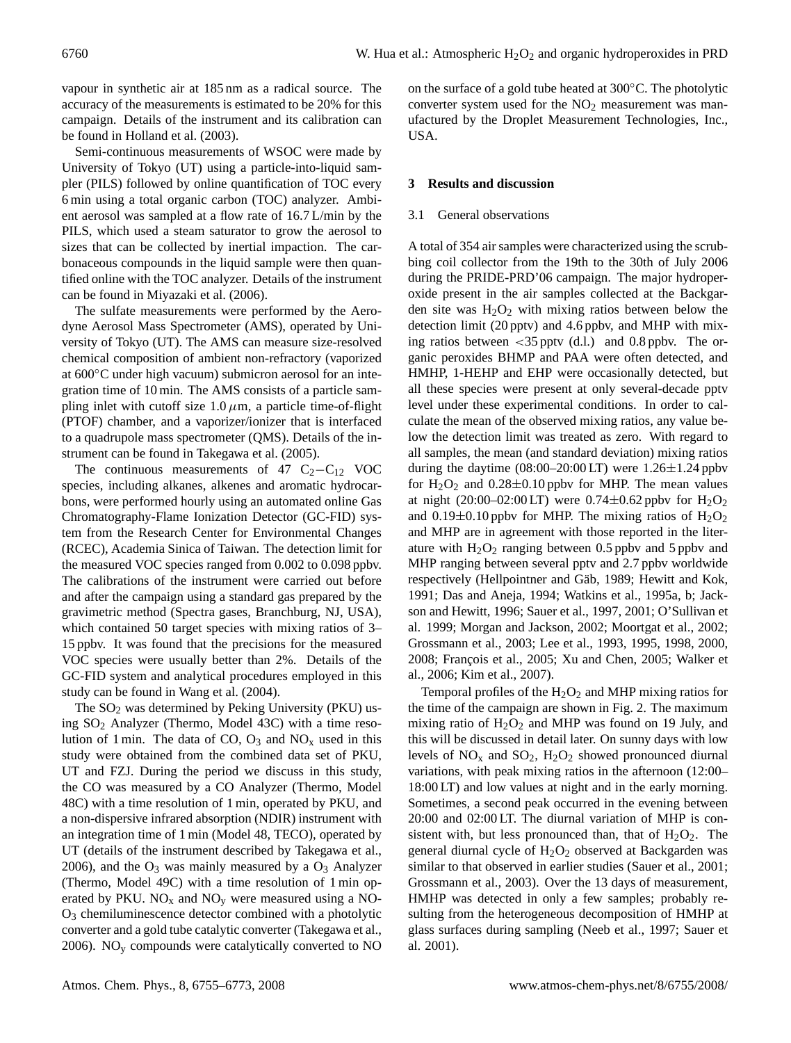vapour in synthetic air at 185 nm as a radical source. The accuracy of the measurements is estimated to be 20% for this campaign. Details of the instrument and its calibration can be found in Holland et al. (2003).

Semi-continuous measurements of WSOC were made by University of Tokyo (UT) using a particle-into-liquid sampler (PILS) followed by online quantification of TOC every 6 min using a total organic carbon (TOC) analyzer. Ambient aerosol was sampled at a flow rate of 16.7 L/min by the PILS, which used a steam saturator to grow the aerosol to sizes that can be collected by inertial impaction. The carbonaceous compounds in the liquid sample were then quantified online with the TOC analyzer. Details of the instrument can be found in Miyazaki et al. (2006).

The sulfate measurements were performed by the Aerodyne Aerosol Mass Spectrometer (AMS), operated by University of Tokyo (UT). The AMS can measure size-resolved chemical composition of ambient non-refractory (vaporized at 600°C under high vacuum) submicron aerosol for an integration time of 10 min. The AMS consists of a particle sampling inlet with cutoff size 1.0 $\mu$m, a particle time-of-flight (PTOF) chamber, and a vaporizer/ionizer that is interfaced to a quadrupole mass spectrometer (QMS). Details of the instrument can be found in Takegawa et al. (2005).

The continuous measurements of 47 $C_2-C_{12}$ VOC species, including alkanes, alkenes and aromatic hydrocarbons, were performed hourly using an automated online Gas Chromatography-Flame Ionization Detector (GC-FID) system from the Research Center for Environmental Changes (RCEC), Academia Sinica of Taiwan. The detection limit for the measured VOC species ranged from 0.002 to 0.098 ppbv. The calibrations of the instrument were carried out before and after the campaign using a standard gas prepared by the gravimetric method (Spectra gases, Branchburg, NJ, USA), which contained 50 target species with mixing ratios of 3–15 ppbv. It was found that the precisions for the measured VOC species were usually better than 2%. Details of the GC-FID system and analytical procedures employed in this study can be found in Wang et al. (2004).

The $SO_2$ was determined by Peking University (PKU) using $SO_2$ Analyzer (Thermo, Model 43C) with a time resolution of 1 min. The data of CO, $O_3$ and $NO_x$ used in this study were obtained from the combined data set of PKU, UT and FZJ. During the period we discuss in this study, the CO was measured by a CO Analyzer (Thermo, Model 48C) with a time resolution of 1 min, operated by PKU, and a non-dispersive infrared absorption (NDIR) instrument with an integration time of 1 min (Model 48, TECO), operated by UT (details of the instrument described by Takegawa et al., 2006), and the $O_3$ was mainly measured by a $O_3$ Analyzer (Thermo, Model 49C) with a time resolution of 1 min operated by PKU. $NO_x$ and $NO_y$ were measured using a NO-$O_3$ chemiluminescence detector combined with a photolytic converter and a gold tube catalytic converter (Takegawa et al., 2006). $NO_y$ compounds were catalytically converted to NO on the surface of a gold tube heated at 300°C. The photolytic converter system used for the $NO_2$ measurement was manufactured by the Droplet Measurement Technologies, Inc., USA.

## 3 Results and discussion

### 3.1 General observations

A total of 354 air samples were characterized using the scrubbing coil collector from the 19th to the 30th of July 2006 during the PRIDE-PRD'06 campaign. The major hydroperoxide present in the air samples collected at the Backgarden site was $H_2O_2$ with mixing ratios between below the detection limit (20 pptv) and 4.6 ppbv, and MHP with mixing ratios between <35 pptv (d.l.) and 0.8 ppbv. The organic peroxides BHMP and PAA were often detected, and HMHP, 1-HEHP and EHP were occasionally detected, but all these species were present at only several-decade pptv level under these experimental conditions. In order to calculate the mean of the observed mixing ratios, any value below the detection limit was treated as zero. With regard to all samples, the mean (and standard deviation) mixing ratios during the daytime (08:00–20:00 LT) were 1.26±1.24 ppbv for $H_2O_2$ and 0.28±0.10 ppbv for MHP. The mean values at night (20:00–02:00 LT) were 0.74±0.62 ppbv for $H_2O_2$ and 0.19±0.10 ppbv for MHP. The mixing ratios of $H_2O_2$ and MHP are in agreement with those reported in the literature with $H_2O_2$ ranging between 0.5 ppbv and 5 ppbv and MHP ranging between several pptv and 2.7 ppbv worldwide respectively (Hellpointner and Gäb, 1989; Hewitt and Kok, 1991; Das and Aneja, 1994; Watkins et al., 1995a, b; Jackson and Hewitt, 1996; Sauer et al., 1997, 2001; O'Sullivan et al. 1999; Morgan and Jackson, 2002; Moortgat et al., 2002; Grossmann et al., 2003; Lee et al., 1993, 1995, 1998, 2000, 2008; François et al., 2005; Xu and Chen, 2005; Walker et al., 2006; Kim et al., 2007).

Temporal profiles of the $H_2O_2$ and MHP mixing ratios for the time of the campaign are shown in Fig. 2. The maximum mixing ratio of $H_2O_2$ and MHP was found on 19 July, and this will be discussed in detail later. On sunny days with low levels of $NO_x$ and $SO_2$, $H_2O_2$ showed pronounced diurnal variations, with peak mixing ratios in the afternoon (12:00–18:00 LT) and low values at night and in the early morning. Sometimes, a second peak occurred in the evening between 20:00 and 02:00 LT. The diurnal variation of MHP is consistent with, but less pronounced than, that of $H_2O_2$. The general diurnal cycle of $H_2O_2$ observed at Backgarden was similar to that observed in earlier studies (Sauer et al., 2001; Grossmann et al., 2003). Over the 13 days of measurement, HMHP was detected in only a few samples; probably resulting from the heterogeneous decomposition of HMHP at glass surfaces during sampling (Neeb et al., 1997; Sauer et al. 2001).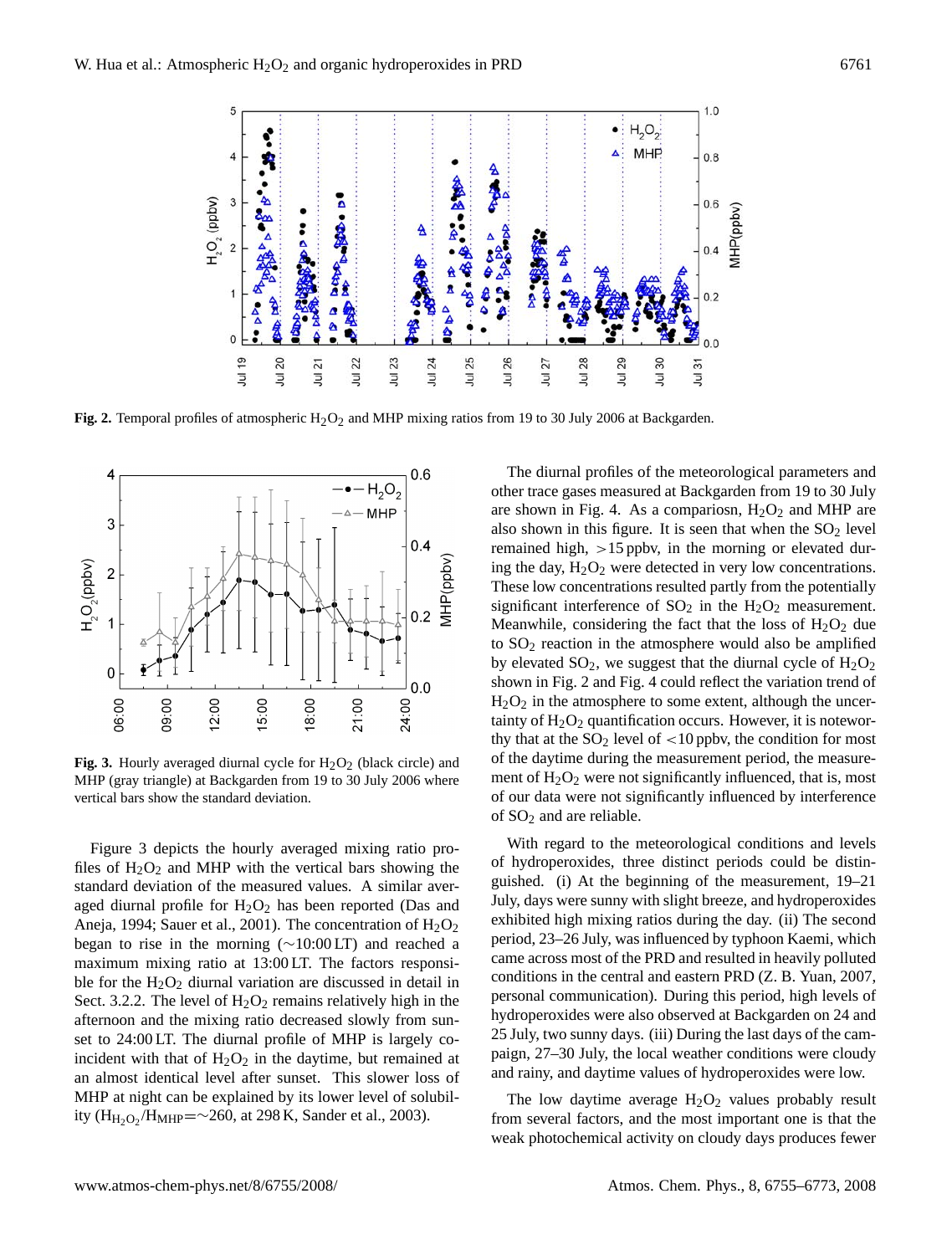**Fig. 2.** Temporal profiles of atmospheric $H_2O_2$ and MHP mixing ratios from 19 to 30 July 2006 at Backgarden.

**Fig. 3.** Hourly averaged diurnal cycle for $H_2O_2$ (black circle) and MHP (gray triangle) at Backgarden from 19 to 30 July 2006 where vertical bars show the standard deviation.

Figure 3 depicts the hourly averaged mixing ratio profiles of $H_2O_2$ and MHP with the vertical bars showing the standard deviation of the measured values. A similar averaged diurnal profile for $H_2O_2$ has been reported (Das and Aneja, 1994; Sauer et al., 2001). The concentration of $H_2O_2$ began to rise in the morning (∼10:00 LT) and reached a maximum mixing ratio at 13:00 LT. The factors responsible for the $H_2O_2$ diurnal variation are discussed in detail in Sect. 3.2.2. The level of $H_2O_2$ remains relatively high in the afternoon and the mixing ratio decreased slowly from sunset to 24:00 LT. The diurnal profile of MHP is largely coincident with that of $H_2O_2$ in the daytime, but remained at an almost identical level after sunset. This slower loss of MHP at night can be explained by its lower level of solubility ($H_{H_2O_2}/H_{MHP}$=∼260, at 298 K, Sander et al., 2003).

The diurnal profiles of the meteorological parameters and other trace gases measured at Backgarden from 19 to 30 July are shown in Fig. 4. As a compariosn, $H_2O_2$ and MHP are also shown in this figure. It is seen that when the $SO_2$ level remained high, >15 ppbv, in the morning or elevated during the day, $H_2O_2$ were detected in very low concentrations. These low concentrations resulted partly from the potentially significant interference of $SO_2$ in the $H_2O_2$ measurement. Meanwhile, considering the fact that the loss of $H_2O_2$ due to $SO_2$ reaction in the atmosphere would also be amplified by elevated $SO_2$, we suggest that the diurnal cycle of $H_2O_2$ shown in Fig. 2 and Fig. 4 could reflect the variation trend of $H_2O_2$ in the atmosphere to some extent, although the uncertainty of $H_2O_2$ quantification occurs. However, it is noteworthy that at the $SO_2$ level of <10 ppbv, the condition for most of the daytime during the measurement period, the measurement of $H_2O_2$ were not significantly influenced, that is, most of our data were not significantly influenced by interference of $SO_2$ and are reliable.

With regard to the meteorological conditions and levels of hydroperoxides, three distinct periods could be distinguished. (i) At the beginning of the measurement, 19–21 July, days were sunny with slight breeze, and hydroperoxides exhibited high mixing ratios during the day. (ii) The second period, 23–26 July, was influenced by typhoon Kaemi, which came across most of the PRD and resulted in heavily polluted conditions in the central and eastern PRD (Z. B. Yuan, 2007, personal communication). During this period, high levels of hydroperoxides were also observed at Backgarden on 24 and 25 July, two sunny days. (iii) During the last days of the campaign, 27–30 July, the local weather conditions were cloudy and rainy, and daytime values of hydroperoxides were low.

The low daytime average $H_2O_2$ values probably result from several factors, and the most important one is that the weak photochemical activity on cloudy days produces fewer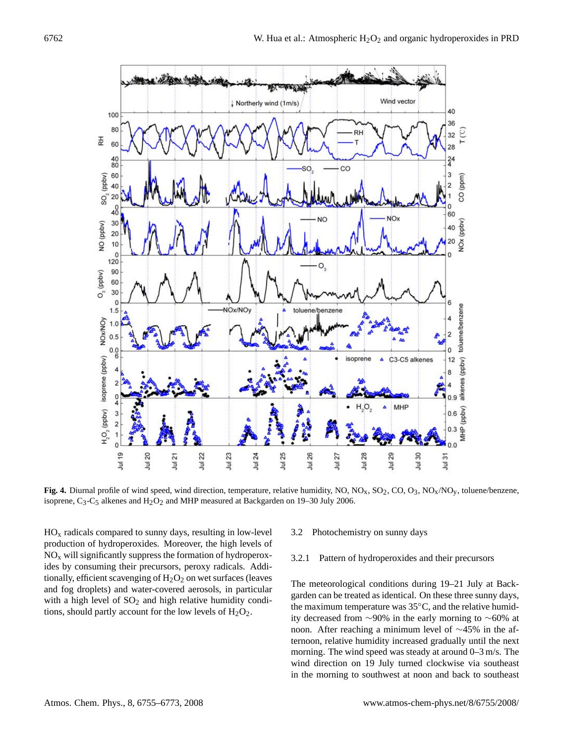**Fig. 4.** Diurnal profile of wind speed, wind direction, temperature, relative humidity, NO, $NO_x$, $SO_2$, CO, $O_3$, $NO_x/NO_y$, toluene/benzene, isoprene, $C_3$-$C_5$ alkenes and $H_2O_2$ and MHP measured at Backgarden on 19–30 July 2006.

$HO_x$ radicals compared to sunny days, resulting in low-level production of hydroperoxides. Moreover, the high levels of $NO_x$ will significantly suppress the formation of hydroperoxides by consuming their precursors, peroxy radicals. Additionally, efficient scavenging of $H_2O_2$ on wet surfaces (leaves and fog droplets) and water-covered aerosols, in particular with a high level of $SO_2$ and high relative humidity conditions, should partly account for the low levels of $H_2O_2$.

### 3.2 Photochemistry on sunny days

#### 3.2.1 Pattern of hydroperoxides and their precursors

The meteorological conditions during 19–21 July at Backgarden can be treated as identical. On these three sunny days, the maximum temperature was 35°C, and the relative humidity decreased from ∼90% in the early morning to ∼60% at noon. After reaching a minimum level of ∼45% in the afternoon, relative humidity increased gradually until the next morning. The wind speed was steady at around 0–3 m/s. The wind direction on 19 July turned clockwise via southeast in the morning to southwest at noon and back to southeast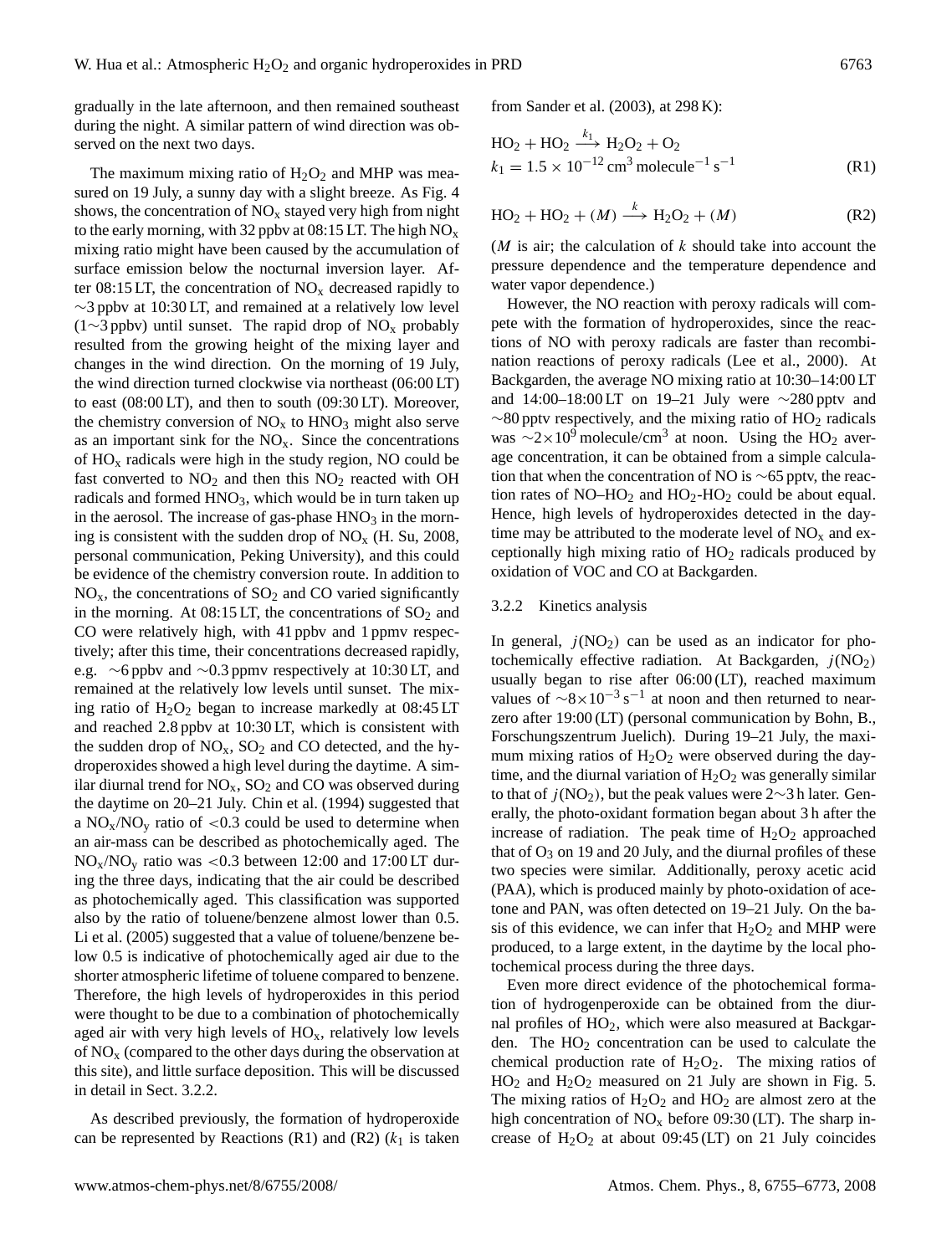gradually in the late afternoon, and then remained southeast during the night. A similar pattern of wind direction was observed on the next two days.

The maximum mixing ratio of $H_2O_2$ and MHP was measured on 19 July, a sunny day with a slight breeze. As Fig. 4 shows, the concentration of $NO_x$ stayed very high from night to the early morning, with 32 ppbv at 08:15 LT. The high $NO_x$ mixing ratio might have been caused by the accumulation of surface emission below the nocturnal inversion layer. After 08:15 LT, the concentration of $NO_x$ decreased rapidly to ~3 ppbv at 10:30 LT, and remained at a relatively low level (1~3 ppbv) until sunset. The rapid drop of $NO_x$ probably resulted from the growing height of the mixing layer and changes in the wind direction. On the morning of 19 July, the wind direction turned clockwise via northeast (06:00 LT) to east (08:00 LT), and then to south (09:30 LT). Moreover, the chemistry conversion of $NO_x$ to $HNO_3$ might also serve as an important sink for the $NO_x$. Since the concentrations of $HO_x$ radicals were high in the study region, NO could be fast converted to $NO_2$ and then this $NO_2$ reacted with OH radicals and formed $HNO_3$, which would be in turn taken up in the aerosol. The increase of gas-phase $HNO_3$ in the morning is consistent with the sudden drop of $NO_x$ (H. Su, 2008, personal communication, Peking University), and this could be evidence of the chemistry conversion route. In addition to $NO_x$, the concentrations of $SO_2$ and CO varied significantly in the morning. At 08:15 LT, the concentrations of $SO_2$ and CO were relatively high, with 41 ppbv and 1 ppmv respectively; after this time, their concentrations decreased rapidly, e.g. ~6 ppbv and ~0.3 ppmv respectively at 10:30 LT, and remained at the relatively low levels until sunset. The mixing ratio of $H_2O_2$ began to increase markedly at 08:45 LT and reached 2.8 ppbv at 10:30 LT, which is consistent with the sudden drop of $NO_x$, $SO_2$ and CO detected, and the hydroperoxides showed a high level during the daytime. A similar diurnal trend for $NO_x$, $SO_2$ and CO was observed during the daytime on 20–21 July. Chin et al. (1994) suggested that a $NO_x/NO_y$ ratio of <0.3 could be used to determine when an air-mass can be described as photochemically aged. The $NO_x/NO_y$ ratio was <0.3 between 12:00 and 17:00 LT during the three days, indicating that the air could be described as photochemically aged. This classification was supported also by the ratio of toluene/benzene almost lower than 0.5. Li et al. (2005) suggested that a value of toluene/benzene below 0.5 is indicative of photochemically aged air due to the shorter atmospheric lifetime of toluene compared to benzene. Therefore, the high levels of hydroperoxides in this period were thought to be due to a combination of photochemically aged air with very high levels of $HO_x$, relatively low levels of $NO_x$ (compared to the other days during the observation at this site), and little surface deposition. This will be discussed in detail in Sect. 3.2.2.

As described previously, the formation of hydroperoxide can be represented by Reactions (R1) and (R2) ($k_1$ is taken from Sander et al. (2003), at 298 K):

$$HO_2 + HO_2 \xrightarrow{k_1} H_2O_2 + O_2$$
$$k_1 = 1.5 \times 10^{-12}\,\text{cm}^3\,\text{molecule}^{-1}\,\text{s}^{-1} \qquad \text{(R1)}$$

$$HO_2 + HO_2 + (M) \xrightarrow{k} H_2O_2 + (M) \qquad \text{(R2)}$$

($M$ is air; the calculation of $k$ should take into account the pressure dependence and the temperature dependence and water vapor dependence.)

However, the NO reaction with peroxy radicals will compete with the formation of hydroperoxides, since the reactions of NO with peroxy radicals are faster than recombination reactions of peroxy radicals (Lee et al., 2000). At Backgarden, the average NO mixing ratio at 10:30–14:00 LT and 14:00–18:00 LT on 19–21 July were ~280 pptv and ~80 pptv respectively, and the mixing ratio of $HO_2$ radicals was $\sim 2\times10^9$ molecule/cm$^3$ at noon. Using the $HO_2$ average concentration, it can be obtained from a simple calculation that when the concentration of NO is ~65 pptv, the reaction rates of NO–$HO_2$ and $HO_2$-$HO_2$ could be about equal. Hence, high levels of hydroperoxides detected in the daytime may be attributed to the moderate level of $NO_x$ and exceptionally high mixing ratio of $HO_2$ radicals produced by oxidation of VOC and CO at Backgarden.

### 3.2.2 Kinetics analysis

In general, $j(NO_2)$ can be used as an indicator for photochemically effective radiation. At Backgarden, $j(NO_2)$ usually began to rise after 06:00 (LT), reached maximum values of $\sim 8\times10^{-3}\,\text{s}^{-1}$ at noon and then returned to near-zero after 19:00 (LT) (personal communication by Bohn, B., Forschungszentrum Juelich). During 19–21 July, the maximum mixing ratios of $H_2O_2$ were observed during the daytime, and the diurnal variation of $H_2O_2$ was generally similar to that of $j(NO_2)$, but the peak values were 2~3 h later. Generally, the photo-oxidant formation began about 3 h after the increase of radiation. The peak time of $H_2O_2$ approached that of $O_3$ on 19 and 20 July, and the diurnal profiles of these two species were similar. Additionally, peroxy acetic acid (PAA), which is produced mainly by photo-oxidation of acetone and PAN, was often detected on 19–21 July. On the basis of this evidence, we can infer that $H_2O_2$ and MHP were produced, to a large extent, in the daytime by the local photochemical process during the three days.

Even more direct evidence of the photochemical formation of hydrogenperoxide can be obtained from the diurnal profiles of $HO_2$, which were also measured at Backgarden. The $HO_2$ concentration can be used to calculate the chemical production rate of $H_2O_2$. The mixing ratios of $HO_2$ and $H_2O_2$ measured on 21 July are shown in Fig. 5. The mixing ratios of $H_2O_2$ and $HO_2$ are almost zero at the high concentration of $NO_x$ before 09:30 (LT). The sharp increase of $H_2O_2$ at about 09:45 (LT) on 21 July coincides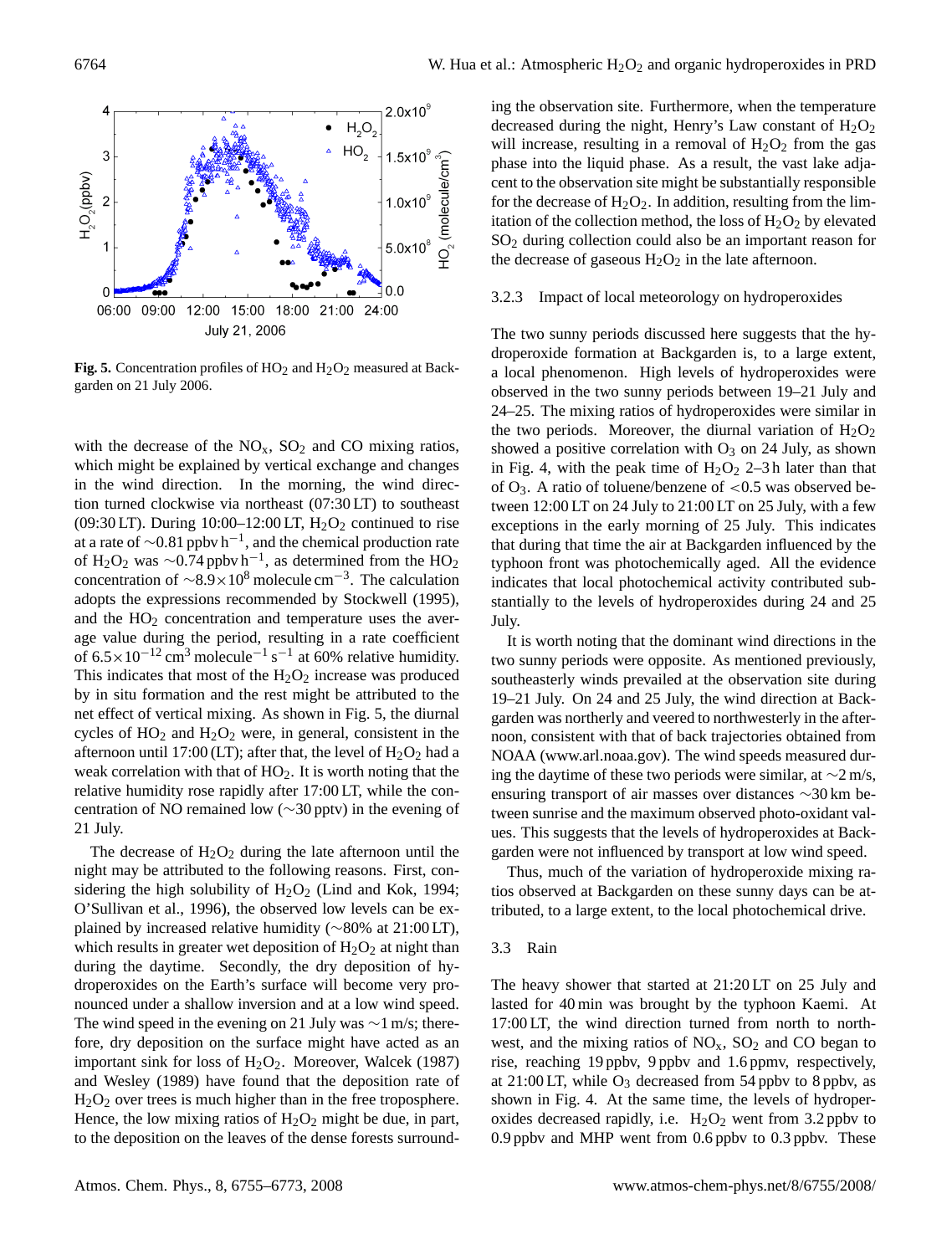**Fig. 5.** Concentration profiles of $HO_2$ and $H_2O_2$ measured at Backgarden on 21 July 2006.

with the decrease of the $NO_x$, $SO_2$ and CO mixing ratios, which might be explained by vertical exchange and changes in the wind direction. In the morning, the wind direction turned clockwise via northeast (07:30 LT) to southeast (09:30 LT). During 10:00–12:00 LT, $H_2O_2$ continued to rise at a rate of $\sim$0.81 ppbv $h^{-1}$, and the chemical production rate of $H_2O_2$ was $\sim$0.74 ppbv $h^{-1}$, as determined from the $HO_2$ concentration of $\sim 8.9\times10^8$ molecule $cm^{-3}$. The calculation adopts the expressions recommended by Stockwell (1995), and the $HO_2$ concentration and temperature uses the average value during the period, resulting in a rate coefficient of $6.5\times10^{-12}$ $cm^3$ $molecule^{-1}$ $s^{-1}$ at 60% relative humidity. This indicates that most of the $H_2O_2$ increase was produced by in situ formation and the rest might be attributed to the net effect of vertical mixing. As shown in Fig. 5, the diurnal cycles of $HO_2$ and $H_2O_2$ were, in general, consistent in the afternoon until 17:00 (LT); after that, the level of $H_2O_2$ had a weak correlation with that of $HO_2$. It is worth noting that the relative humidity rose rapidly after 17:00 LT, while the concentration of NO remained low ($\sim$30 pptv) in the evening of 21 July.

The decrease of $H_2O_2$ during the late afternoon until the night may be attributed to the following reasons. First, considering the high solubility of $H_2O_2$ (Lind and Kok, 1994; O'Sullivan et al., 1996), the observed low levels can be explained by increased relative humidity ($\sim$80% at 21:00 LT), which results in greater wet deposition of $H_2O_2$ at night than during the daytime. Secondly, the dry deposition of hydroperoxides on the Earth's surface will become very pronounced under a shallow inversion and at a low wind speed. The wind speed in the evening on 21 July was $\sim$1 m/s; therefore, dry deposition on the surface might have acted as an important sink for loss of $H_2O_2$. Moreover, Walcek (1987) and Wesley (1989) have found that the deposition rate of $H_2O_2$ over trees is much higher than in the free troposphere. Hence, the low mixing ratios of $H_2O_2$ might be due, in part, to the deposition on the leaves of the dense forests surrounding the observation site. Furthermore, when the temperature decreased during the night, Henry's Law constant of $H_2O_2$ will increase, resulting in a removal of $H_2O_2$ from the gas phase into the liquid phase. As a result, the vast lake adjacent to the observation site might be substantially responsible for the decrease of $H_2O_2$. In addition, resulting from the limitation of the collection method, the loss of $H_2O_2$ by elevated $SO_2$ during collection could also be an important reason for the decrease of gaseous $H_2O_2$ in the late afternoon.

### 3.2.3 Impact of local meteorology on hydroperoxides

The two sunny periods discussed here suggests that the hydroperoxide formation at Backgarden is, to a large extent, a local phenomenon. High levels of hydroperoxides were observed in the two sunny periods between 19–21 July and 24–25. The mixing ratios of hydroperoxides were similar in the two periods. Moreover, the diurnal variation of $H_2O_2$ showed a positive correlation with $O_3$ on 24 July, as shown in Fig. 4, with the peak time of $H_2O_2$ 2–3 h later than that of $O_3$. A ratio of toluene/benzene of <0.5 was observed between 12:00 LT on 24 July to 21:00 LT on 25 July, with a few exceptions in the early morning of 25 July. This indicates that during that time the air at Backgarden influenced by the typhoon front was photochemically aged. All the evidence indicates that local photochemical activity contributed substantially to the levels of hydroperoxides during 24 and 25 July.

It is worth noting that the dominant wind directions in the two sunny periods were opposite. As mentioned previously, southeasterly winds prevailed at the observation site during 19–21 July. On 24 and 25 July, the wind direction at Backgarden was northerly and veered to northwesterly in the afternoon, consistent with that of back trajectories obtained from NOAA (www.arl.noaa.gov). The wind speeds measured during the daytime of these two periods were similar, at $\sim$2 m/s, ensuring transport of air masses over distances $\sim$30 km between sunrise and the maximum observed photo-oxidant values. This suggests that the levels of hydroperoxides at Backgarden were not influenced by transport at low wind speed.

Thus, much of the variation of hydroperoxide mixing ratios observed at Backgarden on these sunny days can be attributed, to a large extent, to the local photochemical drive.

## 3.3 Rain

The heavy shower that started at 21:20 LT on 25 July and lasted for 40 min was brought by the typhoon Kaemi. At 17:00 LT, the wind direction turned from north to northwest, and the mixing ratios of $NO_x$, $SO_2$ and CO began to rise, reaching 19 ppbv, 9 ppbv and 1.6 ppmv, respectively, at 21:00 LT, while $O_3$ decreased from 54 ppbv to 8 ppbv, as shown in Fig. 4. At the same time, the levels of hydroperoxides decreased rapidly, i.e. $H_2O_2$ went from 3.2 ppbv to 0.9 ppbv and MHP went from 0.6 ppbv to 0.3 ppbv. These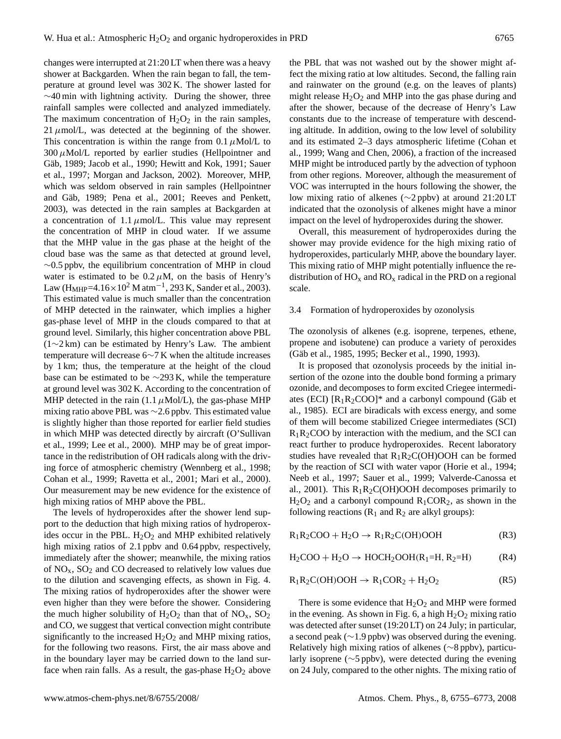changes were interrupted at 21:20 LT when there was a heavy shower at Backgarden. When the rain began to fall, the temperature at ground level was 302 K. The shower lasted for ∼40 min with lightning activity. During the shower, three rainfall samples were collected and analyzed immediately. The maximum concentration of $H_2O_2$ in the rain samples, 21 $\mu$mol/L, was detected at the beginning of the shower. This concentration is within the range from 0.1 $\mu$Mol/L to 300 $\mu$Mol/L reported by earlier studies (Hellpointner and Gäb, 1989; Jacob et al., 1990; Hewitt and Kok, 1991; Sauer et al., 1997; Morgan and Jackson, 2002). Moreover, MHP, which was seldom observed in rain samples (Hellpointner and Gäb, 1989; Pena et al., 2001; Reeves and Penkett, 2003), was detected in the rain samples at Backgarden at a concentration of 1.1 $\mu$mol/L. This value may represent the concentration of MHP in cloud water. If we assume that the MHP value in the gas phase at the height of the cloud base was the same as that detected at ground level, ∼0.5 ppbv, the equilibrium concentration of MHP in cloud water is estimated to be 0.2 $\mu$M, on the basis of Henry's Law ($H_{MHP}$=4.16×10$^2$ M atm$^{-1}$, 293 K, Sander et al., 2003). This estimated value is much smaller than the concentration of MHP detected in the rainwater, which implies a higher gas-phase level of MHP in the clouds compared to that at ground level. Similarly, this higher concentration above PBL (1∼2 km) can be estimated by Henry's Law. The ambient temperature will decrease 6∼7 K when the altitude increases by 1 km; thus, the temperature at the height of the cloud base can be estimated to be ∼293 K, while the temperature at ground level was 302 K. According to the concentration of MHP detected in the rain (1.1 $\mu$Mol/L), the gas-phase MHP mixing ratio above PBL was ∼2.6 ppbv. This estimated value is slightly higher than those reported for earlier field studies in which MHP was detected directly by aircraft (O'Sullivan et al., 1999; Lee et al., 2000). MHP may be of great importance in the redistribution of OH radicals along with the driving force of atmospheric chemistry (Wennberg et al., 1998; Cohan et al., 1999; Ravetta et al., 2001; Mari et al., 2000). Our measurement may be new evidence for the existence of high mixing ratios of MHP above the PBL.

The levels of hydroperoxides after the shower lend support to the deduction that high mixing ratios of hydroperoxides occur in the PBL. $H_2O_2$ and MHP exhibited relatively high mixing ratios of 2.1 ppbv and 0.64 ppbv, respectively, immediately after the shower; meanwhile, the mixing ratios of $NO_x$, $SO_2$ and CO decreased to relatively low values due to the dilution and scavenging effects, as shown in Fig. 4. The mixing ratios of hydroperoxides after the shower were even higher than they were before the shower. Considering the much higher solubility of $H_2O_2$ than that of $NO_x$, $SO_2$ and CO, we suggest that vertical convection might contribute significantly to the increased $H_2O_2$ and MHP mixing ratios, for the following two reasons. First, the air mass above and in the boundary layer may be carried down to the land surface when rain falls. As a result, the gas-phase $H_2O_2$ above the PBL that was not washed out by the shower might affect the mixing ratio at low altitudes. Second, the falling rain and rainwater on the ground (e.g. on the leaves of plants) might release $H_2O_2$ and MHP into the gas phase during and after the shower, because of the decrease of Henry's Law constants due to the increase of temperature with descending altitude. In addition, owing to the low level of solubility and its estimated 2–3 days atmospheric lifetime (Cohan et al., 1999; Wang and Chen, 2006), a fraction of the increased MHP might be introduced partly by the advection of typhoon from other regions. Moreover, although the measurement of VOC was interrupted in the hours following the shower, the low mixing ratio of alkenes (∼2 ppbv) at around 21:20 LT indicated that the ozonolysis of alkenes might have a minor impact on the level of hydroperoxides during the shower.

Overall, this measurement of hydroperoxides during the shower may provide evidence for the high mixing ratio of hydroperoxides, particularly MHP, above the boundary layer. This mixing ratio of MHP might potentially influence the redistribution of $HO_x$ and $RO_x$ radical in the PRD on a regional scale.

### 3.4 Formation of hydroperoxides by ozonolysis

The ozonolysis of alkenes (e.g. isoprene, terpenes, ethene, propene and isobutene) can produce a variety of peroxides (Gäb et al., 1985, 1995; Becker et al., 1990, 1993).

It is proposed that ozonolysis proceeds by the initial insertion of the ozone into the double bond forming a primary ozonide, and decomposes to form excited Criegee intermediates (ECI) $[R_1R_2COO]^*$ and a carbonyl compound (Gäb et al., 1985). ECI are biradicals with excess energy, and some of them will become stabilized Criegee intermediates (SCI) $R_1R_2COO$ by interaction with the medium, and the SCI can react further to produce hydroperoxides. Recent laboratory studies have revealed that $R_1R_2C(OH)OOH$ can be formed by the reaction of SCI with water vapor (Horie et al., 1994; Neeb et al., 1997; Sauer et al., 1999; Valverde-Canossa et al., 2001). This $R_1R_2C(OH)OOH$ decomposes primarily to $H_2O_2$ and a carbonyl compound $R_1COR_2$, as shown in the following reactions ($R_1$ and $R_2$ are alkyl groups):

$$R_1R_2COO + H_2O \rightarrow R_1R_2C(OH)OOH \qquad \text{(R3)}$$

$$H_2COO + H_2O \rightarrow HOCH_2OOH(R_1{=}H, R_2{=}H) \qquad \text{(R4)}$$

$$R_1R_2C(OH)OOH \rightarrow R_1COR_2 + H_2O_2 \qquad \text{(R5)}$$

There is some evidence that $H_2O_2$ and MHP were formed in the evening. As shown in Fig. 6, a high $H_2O_2$ mixing ratio was detected after sunset (19:20 LT) on 24 July; in particular, a second peak (∼1.9 ppbv) was observed during the evening. Relatively high mixing ratios of alkenes (∼8 ppbv), particularly isoprene (∼5 ppbv), were detected during the evening on 24 July, compared to the other nights. The mixing ratio of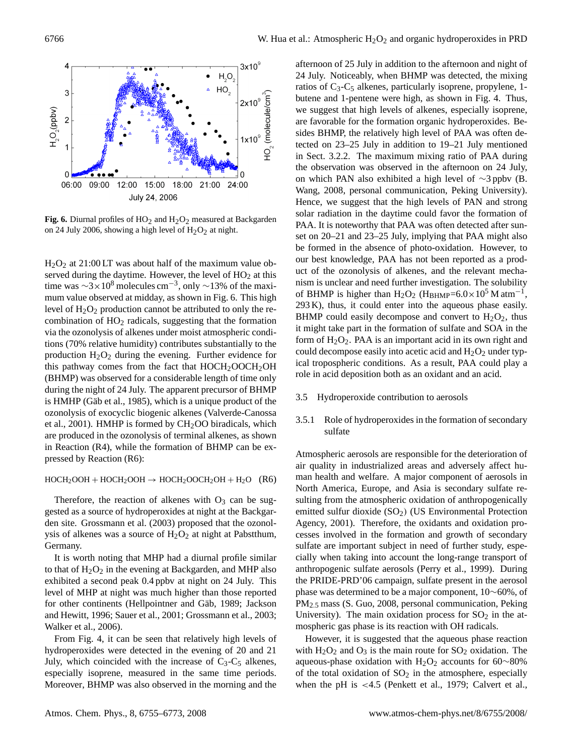**Fig. 6.** Diurnal profiles of $HO_2$ and $H_2O_2$ measured at Backgarden on 24 July 2006, showing a high level of $H_2O_2$ at night.

$H_2O_2$ at 21:00 LT was about half of the maximum value observed during the daytime. However, the level of $HO_2$ at this time was $\sim 3\times10^8$ molecules $cm^{-3}$, only ~13% of the maximum value observed at midday, as shown in Fig. 6. This high level of $H_2O_2$ production cannot be attributed to only the recombination of $HO_2$ radicals, suggesting that the formation via the ozonolysis of alkenes under moist atmospheric conditions (70% relative humidity) contributes substantially to the production $H_2O_2$ during the evening. Further evidence for this pathway comes from the fact that $HOCH_2OOCH_2OH$ (BHMP) was observed for a considerable length of time only during the night of 24 July. The apparent precursor of BHMP is HMHP (Gäb et al., 1985), which is a unique product of the ozonolysis of exocyclic biogenic alkenes (Valverde-Canossa et al., 2001). HMHP is formed by $CH_2OO$ biradicals, which are produced in the ozonolysis of terminal alkenes, as shown in Reaction (R4), while the formation of BHMP can be expressed by Reaction (R6):

$$HOCH_2OOH + HOCH_2OOH \rightarrow HOCH_2OOCH_2OH + H_2O \quad (R6)$$

Therefore, the reaction of alkenes with $O_3$ can be suggested as a source of hydroperoxides at night at the Backgarden site. Grossmann et al. (2003) proposed that the ozonolysis of alkenes was a source of $H_2O_2$ at night at Pabstthum, Germany.

It is worth noting that MHP had a diurnal profile similar to that of $H_2O_2$ in the evening at Backgarden, and MHP also exhibited a second peak 0.4 ppbv at night on 24 July. This level of MHP at night was much higher than those reported for other continents (Hellpointner and Gäb, 1989; Jackson and Hewitt, 1996; Sauer et al., 2001; Grossmann et al., 2003; Walker et al., 2006).

From Fig. 4, it can be seen that relatively high levels of hydroperoxides were detected in the evening of 20 and 21 July, which coincided with the increase of $C_3$-$C_5$ alkenes, especially isoprene, measured in the same time periods. Moreover, BHMP was also observed in the morning and the afternoon of 25 July in addition to the afternoon and night of 24 July. Noticeably, when BHMP was detected, the mixing ratios of $C_3$-$C_5$ alkenes, particularly isoprene, propylene, 1-butene and 1-pentene were high, as shown in Fig. 4. Thus, we suggest that high levels of alkenes, especially isoprene, are favorable for the formation organic hydroperoxides. Besides BHMP, the relatively high level of PAA was often detected on 23–25 July in addition to 19–21 July mentioned in Sect. 3.2.2. The maximum mixing ratio of PAA during the observation was observed in the afternoon on 24 July, on which PAN also exhibited a high level of ~3 ppbv (B. Wang, 2008, personal communication, Peking University). Hence, we suggest that the high levels of PAN and strong solar radiation in the daytime could favor the formation of PAA. It is noteworthy that PAA was often detected after sunset on 20–21 and 23–25 July, implying that PAA might also be formed in the absence of photo-oxidation. However, to our best knowledge, PAA has not been reported as a product of the ozonolysis of alkenes, and the relevant mechanism is unclear and need further investigation. The solubility of BHMP is higher than $H_2O_2$ ($H_{BHMP}=6.0\times10^5$ M $atm^{-1}$, 293 K), thus, it could enter into the aqueous phase easily. BHMP could easily decompose and convert to $H_2O_2$, thus it might take part in the formation of sulfate and SOA in the form of $H_2O_2$. PAA is an important acid in its own right and could decompose easily into acetic acid and $H_2O_2$ under typical tropospheric conditions. As a result, PAA could play a role in acid deposition both as an oxidant and an acid.

### 3.5 Hydroperoxide contribution to aerosols

#### 3.5.1 Role of hydroperoxides in the formation of secondary sulfate

Atmospheric aerosols are responsible for the deterioration of air quality in industrialized areas and adversely affect human health and welfare. A major component of aerosols in North America, Europe, and Asia is secondary sulfate resulting from the atmospheric oxidation of anthropogenically emitted sulfur dioxide ($SO_2$) (US Environmental Protection Agency, 2001). Therefore, the oxidants and oxidation processes involved in the formation and growth of secondary sulfate are important subject in need of further study, especially when taking into account the long-range transport of anthropogenic sulfate aerosols (Perry et al., 1999). During the PRIDE-PRD'06 campaign, sulfate present in the aerosol phase was determined to be a major component, 10~60%, of $PM_{2.5}$ mass (S. Guo, 2008, personal communication, Peking University). The main oxidation process for $SO_2$ in the atmospheric gas phase is its reaction with OH radicals.

However, it is suggested that the aqueous phase reaction with $H_2O_2$ and $O_3$ is the main route for $SO_2$ oxidation. The aqueous-phase oxidation with $H_2O_2$ accounts for 60~80% of the total oxidation of $SO_2$ in the atmosphere, especially when the pH is <4.5 (Penkett et al., 1979; Calvert et al.,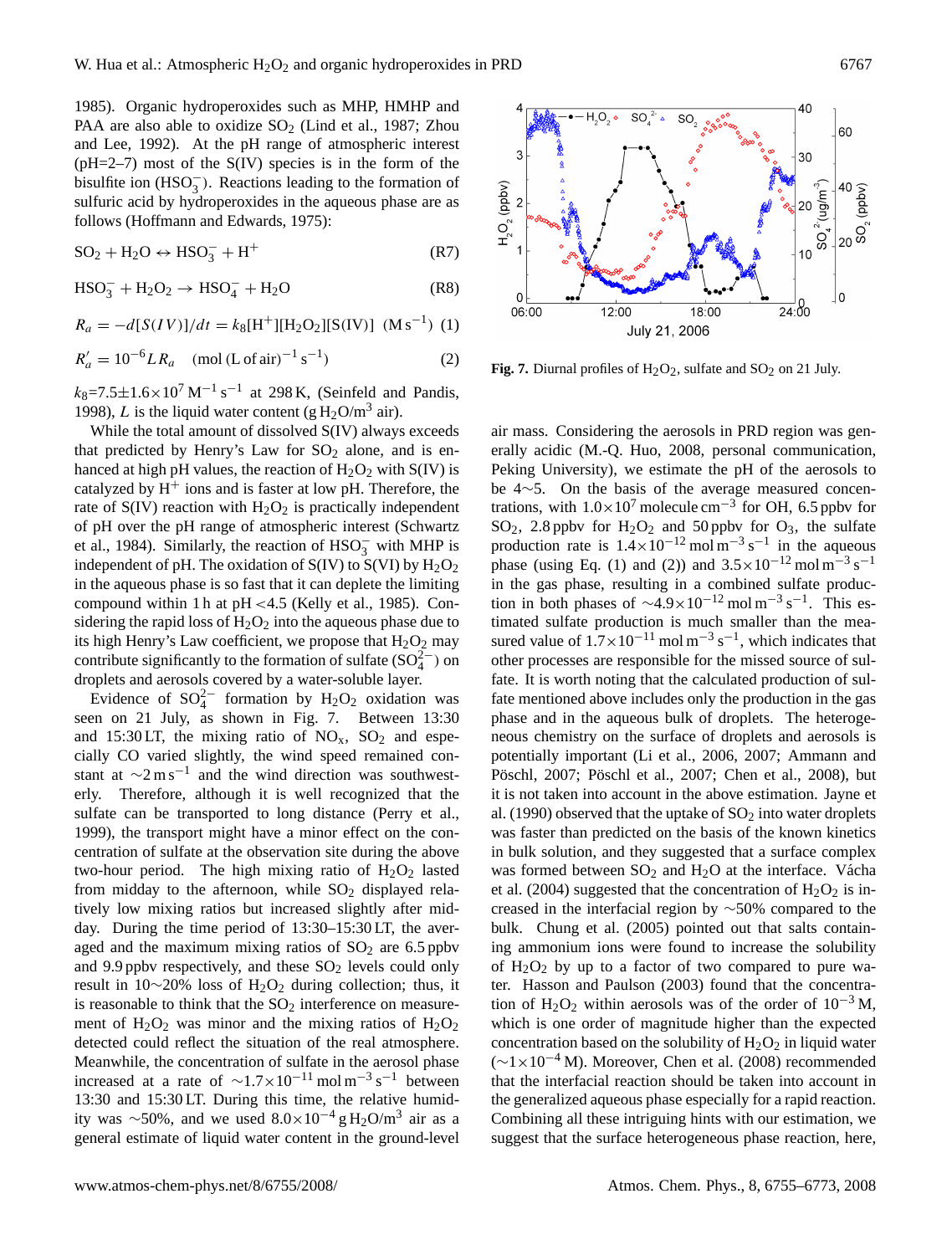1985). Organic hydroperoxides such as MHP, HMHP and PAA are also able to oxidize $SO_2$ (Lind et al., 1987; Zhou and Lee, 1992). At the pH range of atmospheric interest (pH=2–7) most of the S(IV) species is in the form of the bisulfite ion ($HSO_3^-$). Reactions leading to the formation of sulfuric acid by hydroperoxides in the aqueous phase are as follows (Hoffmann and Edwards, 1975):

$$SO_2 + H_2O \leftrightarrow HSO_3^- + H^+ \quad \text{(R7)}$$

$$HSO_3^- + H_2O_2 \rightarrow HSO_4^- + H_2O \quad \text{(R8)}$$

$$R_a = -d[S(IV)]/dt = k_8[H^+][H_2O_2][S(IV)] \quad (M\,s^{-1}) \quad (1)$$

$$R_a' = 10^{-6} L R_a \quad (\text{mol (L of air)}^{-1}\,s^{-1}) \quad (2)$$

$k_8$=7.5±1.6×$10^7$ $M^{-1}\,s^{-1}$ at 298 K, (Seinfeld and Pandis, 1998), $L$ is the liquid water content (g $H_2O/m^3$ air).

While the total amount of dissolved S(IV) always exceeds that predicted by Henry's Law for $SO_2$ alone, and is enhanced at high pH values, the reaction of $H_2O_2$ with S(IV) is catalyzed by $H^+$ ions and is faster at low pH. Therefore, the rate of S(IV) reaction with $H_2O_2$ is practically independent of pH over the pH range of atmospheric interest (Schwartz et al., 1984). Similarly, the reaction of $HSO_3^-$ with MHP is independent of pH. The oxidation of S(IV) to S(VI) by $H_2O_2$ in the aqueous phase is so fast that it can deplete the limiting compound within 1 h at pH <4.5 (Kelly et al., 1985). Considering the rapid loss of $H_2O_2$ into the aqueous phase due to its high Henry's Law coefficient, we propose that $H_2O_2$ may contribute significantly to the formation of sulfate ($SO_4^{2-}$) on droplets and aerosols covered by a water-soluble layer.

Evidence of $SO_4^{2-}$ formation by $H_2O_2$ oxidation was seen on 21 July, as shown in Fig. 7. Between 13:30 and 15:30 LT, the mixing ratio of $NO_x$, $SO_2$ and especially CO varied slightly, the wind speed remained constant at ~2 $m\,s^{-1}$ and the wind direction was southwesterly. Therefore, although it is well recognized that the sulfate can be transported to long distance (Perry et al., 1999), the transport might have a minor effect on the concentration of sulfate at the observation site during the above two-hour period. The high mixing ratio of $H_2O_2$ lasted from midday to the afternoon, while $SO_2$ displayed relatively low mixing ratios but increased slightly after midday. During the time period of 13:30–15:30 LT, the averaged and the maximum mixing ratios of $SO_2$ are 6.5 ppbv and 9.9 ppbv respectively, and these $SO_2$ levels could only result in 10~20% loss of $H_2O_2$ during collection; thus, it is reasonable to think that the $SO_2$ interference on measurement of $H_2O_2$ was minor and the mixing ratios of $H_2O_2$ detected could reflect the situation of the real atmosphere. Meanwhile, the concentration of sulfate in the aerosol phase increased at a rate of ~1.7×$10^{-11}$ mol $m^{-3}\,s^{-1}$ between 13:30 and 15:30 LT. During this time, the relative humidity was ~50%, and we used 8.0×$10^{-4}$ g $H_2O/m^3$ air as a general estimate of liquid water content in the ground-level

**Fig. 7.** Diurnal profiles of $H_2O_2$, sulfate and $SO_2$ on 21 July.

air mass. Considering the aerosols in PRD region was generally acidic (M.-Q. Huo, 2008, personal communication, Peking University), we estimate the pH of the aerosols to be 4~5. On the basis of the average measured concentrations, with 1.0×$10^7$ molecule $cm^{-3}$ for OH, 6.5 ppbv for $SO_2$, 2.8 ppbv for $H_2O_2$ and 50 ppbv for $O_3$, the sulfate production rate is 1.4×$10^{-12}$ mol $m^{-3}\,s^{-1}$ in the aqueous phase (using Eq. (1) and (2)) and 3.5×$10^{-12}$ mol $m^{-3}\,s^{-1}$ in the gas phase, resulting in a combined sulfate production in both phases of ~4.9×$10^{-12}$ mol $m^{-3}\,s^{-1}$. This estimated sulfate production is much smaller than the measured value of 1.7×$10^{-11}$ mol $m^{-3}\,s^{-1}$, which indicates that other processes are responsible for the missed source of sulfate. It is worth noting that the calculated production of sulfate mentioned above includes only the production in the gas phase and in the aqueous bulk of droplets. The heterogeneous chemistry on the surface of droplets and aerosols is potentially important (Li et al., 2006, 2007; Ammann and Pöschl, 2007; Pöschl et al., 2007; Chen et al., 2008), but it is not taken into account in the above estimation. Jayne et al. (1990) observed that the uptake of $SO_2$ into water droplets was faster than predicted on the basis of the known kinetics in bulk solution, and they suggested that a surface complex was formed between $SO_2$ and $H_2O$ at the interface. Vácha et al. (2004) suggested that the concentration of $H_2O_2$ is increased in the interfacial region by ~50% compared to the bulk. Chung et al. (2005) pointed out that salts containing ammonium ions were found to increase the solubility of $H_2O_2$ by up to a factor of two compared to pure water. Hasson and Paulson (2003) found that the concentration of $H_2O_2$ within aerosols was of the order of $10^{-3}$ M, which is one order of magnitude higher than the expected concentration based on the solubility of $H_2O_2$ in liquid water (~1×$10^{-4}$ M). Moreover, Chen et al. (2008) recommended that the interfacial reaction should be taken into account in the generalized aqueous phase especially for a rapid reaction. Combining all these intriguing hints with our estimation, we suggest that the surface heterogeneous phase reaction, here,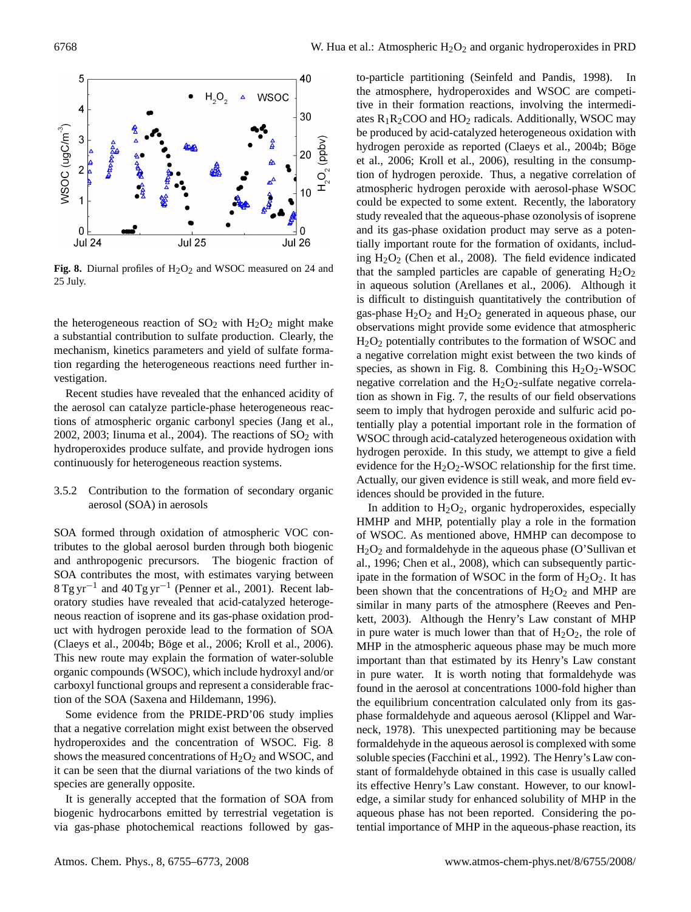**Fig. 8.** Diurnal profiles of $H_2O_2$ and WSOC measured on 24 and 25 July.

the heterogeneous reaction of $SO_2$ with $H_2O_2$ might make a substantial contribution to sulfate production. Clearly, the mechanism, kinetics parameters and yield of sulfate formation regarding the heterogeneous reactions need further investigation.

Recent studies have revealed that the enhanced acidity of the aerosol can catalyze particle-phase heterogeneous reactions of atmospheric organic carbonyl species (Jang et al., 2002, 2003; Iinuma et al., 2004). The reactions of $SO_2$ with hydroperoxides produce sulfate, and provide hydrogen ions continuously for heterogeneous reaction systems.

#### 3.5.2 Contribution to the formation of secondary organic aerosol (SOA) in aerosols

SOA formed through oxidation of atmospheric VOC contributes to the global aerosol burden through both biogenic and anthropogenic precursors. The biogenic fraction of SOA contributes the most, with estimates varying between $8\,\mathrm{Tg\,yr^{-1}}$ and $40\,\mathrm{Tg\,yr^{-1}}$ (Penner et al., 2001). Recent laboratory studies have revealed that acid-catalyzed heterogeneous reaction of isoprene and its gas-phase oxidation product with hydrogen peroxide lead to the formation of SOA (Claeys et al., 2004b; Böge et al., 2006; Kroll et al., 2006). This new route may explain the formation of water-soluble organic compounds (WSOC), which include hydroxyl and/or carboxyl functional groups and represent a considerable fraction of the SOA (Saxena and Hildemann, 1996).

Some evidence from the PRIDE-PRD'06 study implies that a negative correlation might exist between the observed hydroperoxides and the concentration of WSOC. Fig. 8 shows the measured concentrations of $H_2O_2$ and WSOC, and it can be seen that the diurnal variations of the two kinds of species are generally opposite.

It is generally accepted that the formation of SOA from biogenic hydrocarbons emitted by terrestrial vegetation is via gas-phase photochemical reactions followed by gas-to-particle partitioning (Seinfeld and Pandis, 1998). In the atmosphere, hydroperoxides and WSOC are competitive in their formation reactions, involving the intermediates $R_1R_2COO$ and $HO_2$ radicals. Additionally, WSOC may be produced by acid-catalyzed heterogeneous oxidation with hydrogen peroxide as reported (Claeys et al., 2004b; Böge et al., 2006; Kroll et al., 2006), resulting in the consumption of hydrogen peroxide. Thus, a negative correlation of atmospheric hydrogen peroxide with aerosol-phase WSOC could be expected to some extent. Recently, the laboratory study revealed that the aqueous-phase ozonolysis of isoprene and its gas-phase oxidation product may serve as a potentially important route for the formation of oxidants, including $H_2O_2$ (Chen et al., 2008). The field evidence indicated that the sampled particles are capable of generating $H_2O_2$ in aqueous solution (Arellanes et al., 2006). Although it is difficult to distinguish quantitatively the contribution of gas-phase $H_2O_2$ and $H_2O_2$ generated in aqueous phase, our observations might provide some evidence that atmospheric $H_2O_2$ potentially contributes to the formation of WSOC and a negative correlation might exist between the two kinds of species, as shown in Fig. 8. Combining this $H_2O_2$-WSOC negative correlation and the $H_2O_2$-sulfate negative correlation as shown in Fig. 7, the results of our field observations seem to imply that hydrogen peroxide and sulfuric acid potentially play a potential important role in the formation of WSOC through acid-catalyzed heterogeneous oxidation with hydrogen peroxide. In this study, we attempt to give a field evidence for the $H_2O_2$-WSOC relationship for the first time. Actually, our given evidence is still weak, and more field evidences should be provided in the future.

In addition to $H_2O_2$, organic hydroperoxides, especially HMHP and MHP, potentially play a role in the formation of WSOC. As mentioned above, HMHP can decompose to $H_2O_2$ and formaldehyde in the aqueous phase (O'Sullivan et al., 1996; Chen et al., 2008), which can subsequently participate in the formation of WSOC in the form of $H_2O_2$. It has been shown that the concentrations of $H_2O_2$ and MHP are similar in many parts of the atmosphere (Reeves and Penkett, 2003). Although the Henry's Law constant of MHP in pure water is much lower than that of $H_2O_2$, the role of MHP in the atmospheric aqueous phase may be much more important than that estimated by its Henry's Law constant in pure water. It is worth noting that formaldehyde was found in the aerosol at concentrations 1000-fold higher than the equilibrium concentration calculated only from its gas-phase formaldehyde and aqueous aerosol (Klippel and Warneck, 1978). This unexpected partitioning may be because formaldehyde in the aqueous aerosol is complexed with some soluble species (Facchini et al., 1992). The Henry's Law constant of formaldehyde obtained in this case is usually called its effective Henry's Law constant. However, to our knowledge, a similar study for enhanced solubility of MHP in the aqueous phase has not been reported. Considering the potential importance of MHP in the aqueous-phase reaction, its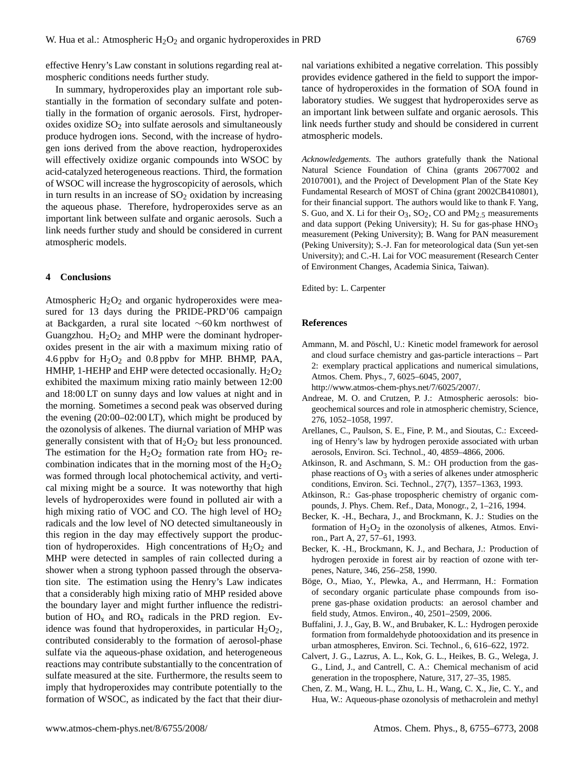effective Henry's Law constant in solutions regarding real atmospheric conditions needs further study.

In summary, hydroperoxides play an important role substantially in the formation of secondary sulfate and potentially in the formation of organic aerosols. First, hydroperoxides oxidize $SO_2$ into sulfate aerosols and simultaneously produce hydrogen ions. Second, with the increase of hydrogen ions derived from the above reaction, hydroperoxides will effectively oxidize organic compounds into WSOC by acid-catalyzed heterogeneous reactions. Third, the formation of WSOC will increase the hygroscopicity of aerosols, which in turn results in an increase of $SO_2$ oxidation by increasing the aqueous phase. Therefore, hydroperoxides serve as an important link between sulfate and organic aerosols. Such a link needs further study and should be considered in current atmospheric models.

## 4 Conclusions

Atmospheric $H_2O_2$ and organic hydroperoxides were measured for 13 days during the PRIDE-PRD'06 campaign at Backgarden, a rural site located ∼60 km northwest of Guangzhou. $H_2O_2$ and MHP were the dominant hydroperoxides present in the air with a maximum mixing ratio of 4.6 ppbv for $H_2O_2$ and 0.8 ppbv for MHP. BHMP, PAA, HMHP, 1-HEHP and EHP were detected occasionally. $H_2O_2$ exhibited the maximum mixing ratio mainly between 12:00 and 18:00 LT on sunny days and low values at night and in the morning. Sometimes a second peak was observed during the evening (20:00–02:00 LT), which might be produced by the ozonolysis of alkenes. The diurnal variation of MHP was generally consistent with that of $H_2O_2$ but less pronounced. The estimation for the $H_2O_2$ formation rate from $HO_2$ recombination indicates that in the morning most of the $H_2O_2$ was formed through local photochemical activity, and vertical mixing might be a source. It was noteworthy that high levels of hydroperoxides were found in polluted air with a high mixing ratio of VOC and CO. The high level of $HO_2$ radicals and the low level of NO detected simultaneously in this region in the day may effectively support the production of hydroperoxides. High concentrations of $H_2O_2$ and MHP were detected in samples of rain collected during a shower when a strong typhoon passed through the observation site. The estimation using the Henry's Law indicates that a considerably high mixing ratio of MHP resided above the boundary layer and might further influence the redistribution of $HO_x$ and $RO_x$ radicals in the PRD region. Evidence was found that hydroperoxides, in particular $H_2O_2$, contributed considerably to the formation of aerosol-phase sulfate via the aqueous-phase oxidation, and heterogeneous reactions may contribute substantially to the concentration of sulfate measured at the site. Furthermore, the results seem to imply that hydroperoxides may contribute potentially to the formation of WSOC, as indicated by the fact that their diurnal variations exhibited a negative correlation. This possibly provides evidence gathered in the field to support the importance of hydroperoxides in the formation of SOA found in laboratory studies. We suggest that hydroperoxides serve as an important link between sulfate and organic aerosols. This link needs further study and should be considered in current atmospheric models.

*Acknowledgements.* The authors gratefully thank the National Natural Science Foundation of China (grants 20677002 and 20107001), and the Project of Development Plan of the State Key Fundamental Research of MOST of China (grant 2002CB410801), for their financial support. The authors would like to thank F. Yang, S. Guo, and X. Li for their $O_3$, $SO_2$, CO and $PM_{2.5}$ measurements and data support (Peking University); H. Su for gas-phase $HNO_3$ measurement (Peking University); B. Wang for PAN measurement (Peking University); S.-J. Fan for meteorological data (Sun yet-sen University); and C.-H. Lai for VOC measurement (Research Center of Environment Changes, Academia Sinica, Taiwan).

Edited by: L. Carpenter

## References

Ammann, M. and Pöschl, U.: Kinetic model framework for aerosol and cloud surface chemistry and gas-particle interactions – Part 2: exemplary practical applications and numerical simulations, Atmos. Chem. Phys., 7, 6025–6045, 2007, http://www.atmos-chem-phys.net/7/6025/2007/.

Andreae, M. O. and Crutzen, P. J.: Atmospheric aerosols: biogeochemical sources and role in atmospheric chemistry, Science, 276, 1052–1058, 1997.

Arellanes, C., Paulson, S. E., Fine, P. M., and Sioutas, C.: Exceeding of Henry's law by hydrogen peroxide associated with urban aerosols, Environ. Sci. Technol., 40, 4859–4866, 2006.

Atkinson, R. and Aschmann, S. M.: OH production from the gas-phase reactions of $O_3$ with a series of alkenes under atmospheric conditions, Environ. Sci. Technol., 27(7), 1357–1363, 1993.

Atkinson, R.: Gas-phase tropospheric chemistry of organic compounds, J. Phys. Chem. Ref., Data, Monogr., 2, 1–216, 1994.

Becker, K. -H., Bechara, J., and Brockmann, K. J.: Studies on the formation of $H_2O_2$ in the ozonolysis of alkenes, Atmos. Environ., Part A, 27, 57–61, 1993.

Becker, K. -H., Brockmann, K. J., and Bechara, J.: Production of hydrogen peroxide in forest air by reaction of ozone with terpenes, Nature, 346, 256–258, 1990.

Böge, O., Miao, Y., Plewka, A., and Herrmann, H.: Formation of secondary organic particulate phase compounds from isoprene gas-phase oxidation products: an aerosol chamber and field study, Atmos. Environ., 40, 2501–2509, 2006.

Buffalini, J. J., Gay, B. W., and Brubaker, K. L.: Hydrogen peroxide formation from formaldehyde photooxidation and its presence in urban atmospheres, Environ. Sci. Technol., 6, 616–622, 1972.

Calvert, J. G., Lazrus, A. L., Kok, G. L., Heikes, B. G., Welega, J. G., Lind, J., and Cantrell, C. A.: Chemical mechanism of acid generation in the troposphere, Nature, 317, 27–35, 1985.

Chen, Z. M., Wang, H. L., Zhu, L. H., Wang, C. X., Jie, C. Y., and Hua, W.: Aqueous-phase ozonolysis of methacrolein and methyl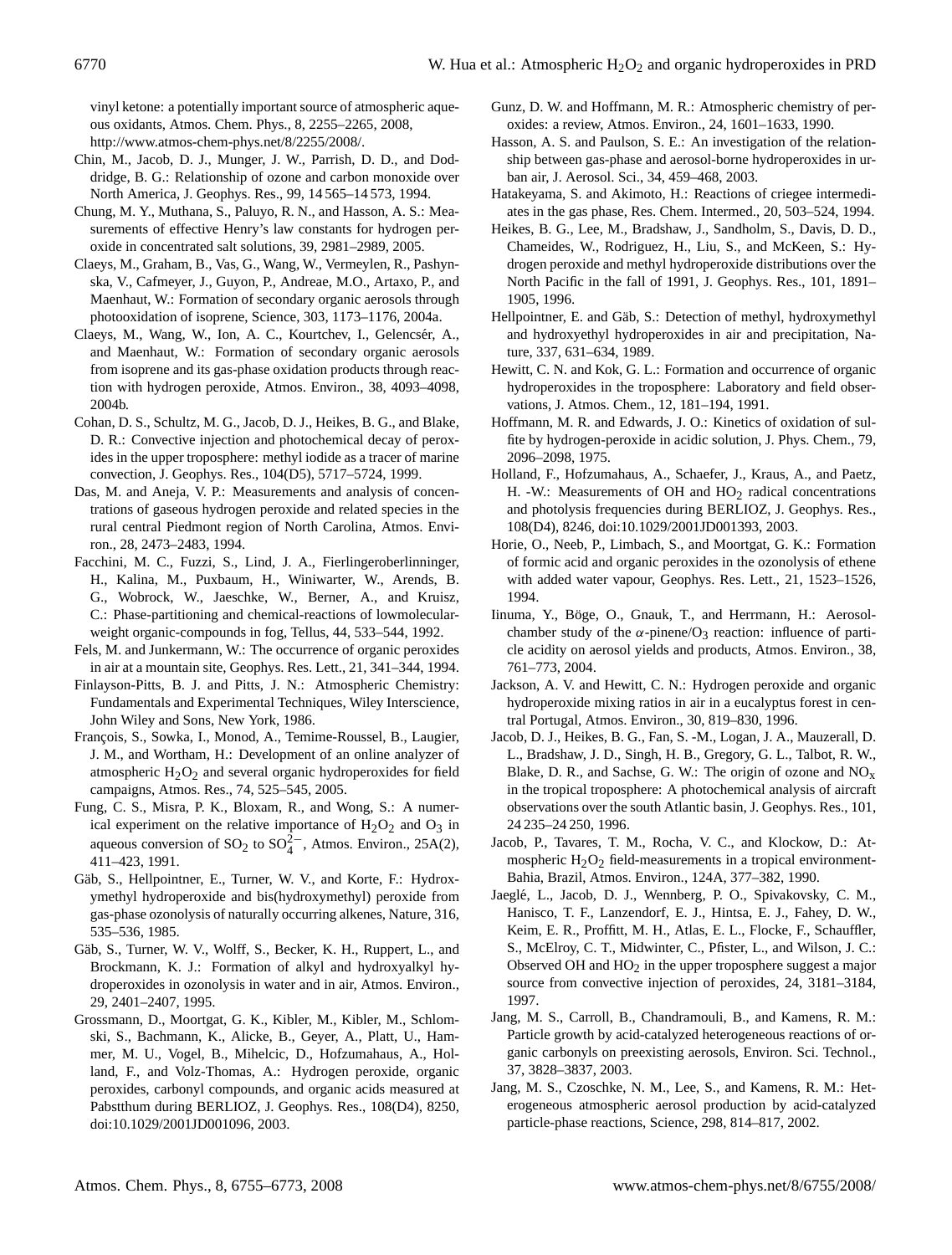vinyl ketone: a potentially important source of atmospheric aqueous oxidants, Atmos. Chem. Phys., 8, 2255–2265, 2008, http://www.atmos-chem-phys.net/8/2255/2008/.

Chin, M., Jacob, D. J., Munger, J. W., Parrish, D. D., and Doddridge, B. G.: Relationship of ozone and carbon monoxide over North America, J. Geophys. Res., 99, 14 565–14 573, 1994.

Chung, M. Y., Muthana, S., Paluyo, R. N., and Hasson, A. S.: Measurements of effective Henry's law constants for hydrogen peroxide in concentrated salt solutions, 39, 2981–2989, 2005.

Claeys, M., Graham, B., Vas, G., Wang, W., Vermeylen, R., Pashynska, V., Cafmeyer, J., Guyon, P., Andreae, M.O., Artaxo, P., and Maenhaut, W.: Formation of secondary organic aerosols through photooxidation of isoprene, Science, 303, 1173–1176, 2004a.

Claeys, M., Wang, W., Ion, A. C., Kourtchev, I., Gelencsér, A., and Maenhaut, W.: Formation of secondary organic aerosols from isoprene and its gas-phase oxidation products through reaction with hydrogen peroxide, Atmos. Environ., 38, 4093–4098, 2004b.

Cohan, D. S., Schultz, M. G., Jacob, D. J., Heikes, B. G., and Blake, D. R.: Convective injection and photochemical decay of peroxides in the upper troposphere: methyl iodide as a tracer of marine convection, J. Geophys. Res., 104(D5), 5717–5724, 1999.

Das, M. and Aneja, V. P.: Measurements and analysis of concentrations of gaseous hydrogen peroxide and related species in the rural central Piedmont region of North Carolina, Atmos. Environ., 28, 2473–2483, 1994.

Facchini, M. C., Fuzzi, S., Lind, J. A., Fierlingeroberlinninger, H., Kalina, M., Puxbaum, H., Winiwarter, W., Arends, B. G., Wobrock, W., Jaeschke, W., Berner, A., and Kruisz, C.: Phase-partitioning and chemical-reactions of lowmolecular-weight organic-compounds in fog, Tellus, 44, 533–544, 1992.

Fels, M. and Junkermann, W.: The occurrence of organic peroxides in air at a mountain site, Geophys. Res. Lett., 21, 341–344, 1994.

Finlayson-Pitts, B. J. and Pitts, J. N.: Atmospheric Chemistry: Fundamentals and Experimental Techniques, Wiley Interscience, John Wiley and Sons, New York, 1986.

François, S., Sowka, I., Monod, A., Temime-Roussel, B., Laugier, J. M., and Wortham, H.: Development of an online analyzer of atmospheric $H_2O_2$ and several organic hydroperoxides for field campaigns, Atmos. Res., 74, 525–545, 2005.

Fung, C. S., Misra, P. K., Bloxam, R., and Wong, S.: A numerical experiment on the relative importance of $H_2O_2$ and $O_3$ in aqueous conversion of $SO_2$ to $SO_4^{2-}$, Atmos. Environ., 25A(2), 411–423, 1991.

Gäb, S., Hellpointner, E., Turner, W. V., and Korte, F.: Hydroxymethyl hydroperoxide and bis(hydroxymethyl) peroxide from gas-phase ozonolysis of naturally occurring alkenes, Nature, 316, 535–536, 1985.

Gäb, S., Turner, W. V., Wolff, S., Becker, K. H., Ruppert, L., and Brockmann, K. J.: Formation of alkyl and hydroxyalkyl hydroperoxides in ozonolysis in water and in air, Atmos. Environ., 29, 2401–2407, 1995.

Grossmann, D., Moortgat, G. K., Kibler, M., Kibler, M., Schlomski, S., Bachmann, K., Alicke, B., Geyer, A., Platt, U., Hammer, M. U., Vogel, B., Mihelcic, D., Hofzumahaus, A., Holland, F., and Volz-Thomas, A.: Hydrogen peroxide, organic peroxides, carbonyl compounds, and organic acids measured at Pabstthum during BERLIOZ, J. Geophys. Res., 108(D4), 8250, doi:10.1029/2001JD001096, 2003.

Gunz, D. W. and Hoffmann, M. R.: Atmospheric chemistry of peroxides: a review, Atmos. Environ., 24, 1601–1633, 1990.

Hasson, A. S. and Paulson, S. E.: An investigation of the relationship between gas-phase and aerosol-borne hydroperoxides in urban air, J. Aerosol. Sci., 34, 459–468, 2003.

Hatakeyama, S. and Akimoto, H.: Reactions of criegee intermediates in the gas phase, Res. Chem. Intermed., 20, 503–524, 1994.

Heikes, B. G., Lee, M., Bradshaw, J., Sandholm, S., Davis, D. D., Chameides, W., Rodriguez, H., Liu, S., and McKeen, S.: Hydrogen peroxide and methyl hydroperoxide distributions over the North Pacific in the fall of 1991, J. Geophys. Res., 101, 1891–1905, 1996.

Hellpointner, E. and Gäb, S.: Detection of methyl, hydroxymethyl and hydroxyethyl hydroperoxides in air and precipitation, Nature, 337, 631–634, 1989.

Hewitt, C. N. and Kok, G. L.: Formation and occurrence of organic hydroperoxides in the troposphere: Laboratory and field observations, J. Atmos. Chem., 12, 181–194, 1991.

Hoffmann, M. R. and Edwards, J. O.: Kinetics of oxidation of sulfite by hydrogen-peroxide in acidic solution, J. Phys. Chem., 79, 2096–2098, 1975.

Holland, F., Hofzumahaus, A., Schaefer, J., Kraus, A., and Paetz, H. -W.: Measurements of OH and $HO_2$ radical concentrations and photolysis frequencies during BERLIOZ, J. Geophys. Res., 108(D4), 8246, doi:10.1029/2001JD001393, 2003.

Horie, O., Neeb, P., Limbach, S., and Moortgat, G. K.: Formation of formic acid and organic peroxides in the ozonolysis of ethene with added water vapour, Geophys. Res. Lett., 21, 1523–1526, 1994.

Iinuma, Y., Böge, O., Gnauk, T., and Herrmann, H.: Aerosol-chamber study of the $\alpha$-pinene/$O_3$ reaction: influence of particle acidity on aerosol yields and products, Atmos. Environ., 38, 761–773, 2004.

Jackson, A. V. and Hewitt, C. N.: Hydrogen peroxide and organic hydroperoxide mixing ratios in air in a eucalyptus forest in central Portugal, Atmos. Environ., 30, 819–830, 1996.

Jacob, D. J., Heikes, B. G., Fan, S. -M., Logan, J. A., Mauzerall, D. L., Bradshaw, J. D., Singh, H. B., Gregory, G. L., Talbot, R. W., Blake, D. R., and Sachse, G. W.: The origin of ozone and $NO_x$ in the tropical troposphere: A photochemical analysis of aircraft observations over the south Atlantic basin, J. Geophys. Res., 101, 24 235–24 250, 1996.

Jacob, P., Tavares, T. M., Rocha, V. C., and Klockow, D.: Atmospheric $H_2O_2$ field-measurements in a tropical environment-Bahia, Brazil, Atmos. Environ., 124A, 377–382, 1990.

Jaeglé, L., Jacob, D. J., Wennberg, P. O., Spivakovsky, C. M., Hanisco, T. F., Lanzendorf, E. J., Hintsa, E. J., Fahey, D. W., Keim, E. R., Proffitt, M. H., Atlas, E. L., Flocke, F., Schauffler, S., McElroy, C. T., Midwinter, C., Pfister, L., and Wilson, J. C.: Observed OH and $HO_2$ in the upper troposphere suggest a major source from convective injection of peroxides, 24, 3181–3184, 1997.

Jang, M. S., Carroll, B., Chandramouli, B., and Kamens, R. M.: Particle growth by acid-catalyzed heterogeneous reactions of organic carbonyls on preexisting aerosols, Environ. Sci. Technol., 37, 3828–3837, 2003.

Jang, M. S., Czoschke, N. M., Lee, S., and Kamens, R. M.: Heterogeneous atmospheric aerosol production by acid-catalyzed particle-phase reactions, Science, 298, 814–817, 2002.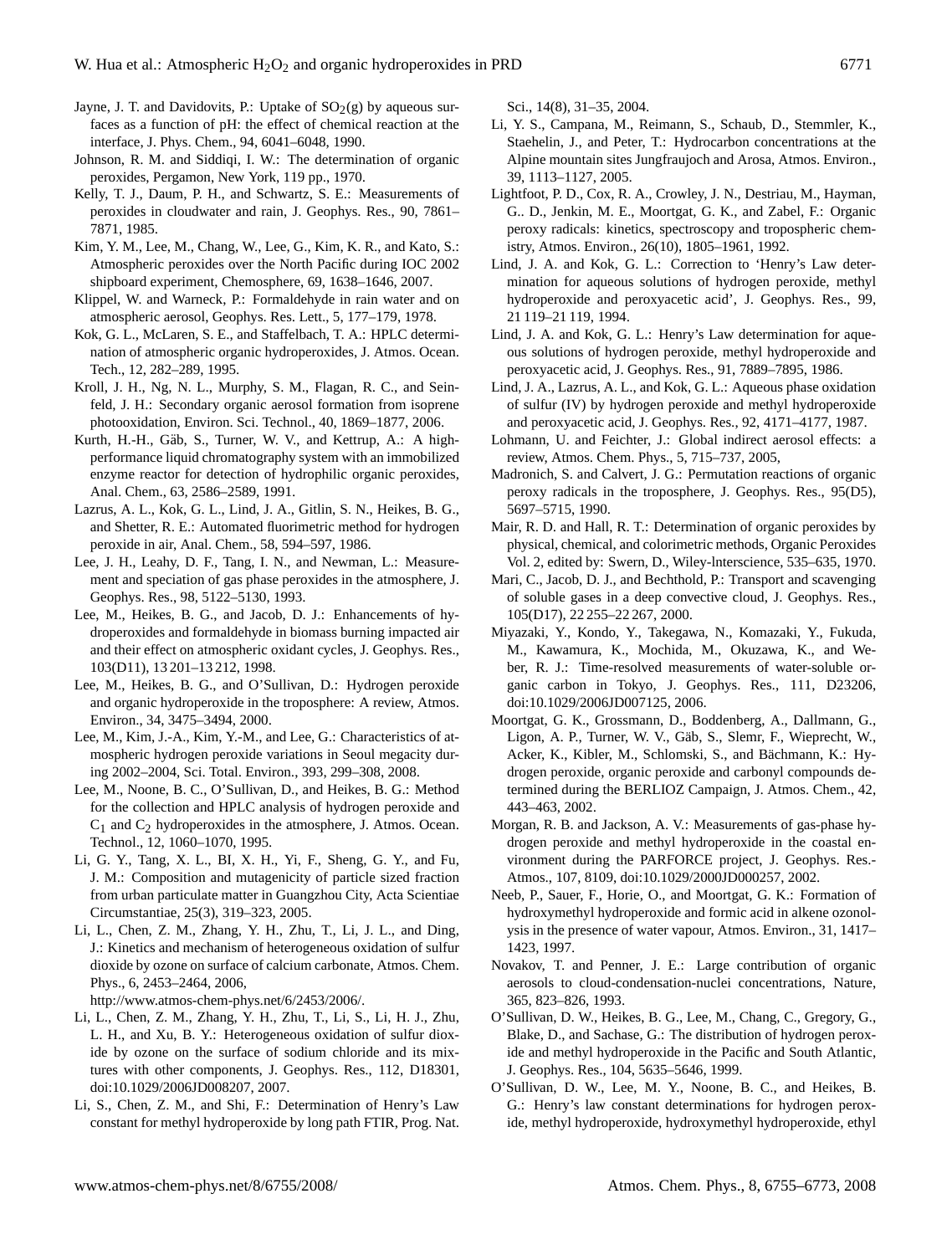Jayne, J. T. and Davidovits, P.: Uptake of $SO_2$(g) by aqueous surfaces as a function of pH: the effect of chemical reaction at the interface, J. Phys. Chem., 94, 6041–6048, 1990.

Johnson, R. M. and Siddiqi, I. W.: The determination of organic peroxides, Pergamon, New York, 119 pp., 1970.

Kelly, T. J., Daum, P. H., and Schwartz, S. E.: Measurements of peroxides in cloudwater and rain, J. Geophys. Res., 90, 7861–7871, 1985.

Kim, Y. M., Lee, M., Chang, W., Lee, G., Kim, K. R., and Kato, S.: Atmospheric peroxides over the North Pacific during IOC 2002 shipboard experiment, Chemosphere, 69, 1638–1646, 2007.

Klippel, W. and Warneck, P.: Formaldehyde in rain water and on atmospheric aerosol, Geophys. Res. Lett., 5, 177–179, 1978.

Kok, G. L., McLaren, S. E., and Staffelbach, T. A.: HPLC determination of atmospheric organic hydroperoxides, J. Atmos. Ocean. Tech., 12, 282–289, 1995.

Kroll, J. H., Ng, N. L., Murphy, S. M., Flagan, R. C., and Seinfeld, J. H.: Secondary organic aerosol formation from isoprene photooxidation, Environ. Sci. Technol., 40, 1869–1877, 2006.

Kurth, H.-H., Gäb, S., Turner, W. V., and Kettrup, A.: A high-performance liquid chromatography system with an immobilized enzyme reactor for detection of hydrophilic organic peroxides, Anal. Chem., 63, 2586–2589, 1991.

Lazrus, A. L., Kok, G. L., Lind, J. A., Gitlin, S. N., Heikes, B. G., and Shetter, R. E.: Automated fluorimetric method for hydrogen peroxide in air, Anal. Chem., 58, 594–597, 1986.

Lee, J. H., Leahy, D. F., Tang, I. N., and Newman, L.: Measurement and speciation of gas phase peroxides in the atmosphere, J. Geophys. Res., 98, 5122–5130, 1993.

Lee, M., Heikes, B. G., and Jacob, D. J.: Enhancements of hydroperoxides and formaldehyde in biomass burning impacted air and their effect on atmospheric oxidant cycles, J. Geophys. Res., 103(D11), 13 201–13 212, 1998.

Lee, M., Heikes, B. G., and O'Sullivan, D.: Hydrogen peroxide and organic hydroperoxide in the troposphere: A review, Atmos. Environ., 34, 3475–3494, 2000.

Lee, M., Kim, J.-A., Kim, Y.-M., and Lee, G.: Characteristics of atmospheric hydrogen peroxide variations in Seoul megacity during 2002–2004, Sci. Total. Environ., 393, 299–308, 2008.

Lee, M., Noone, B. C., O'Sullivan, D., and Heikes, B. G.: Method for the collection and HPLC analysis of hydrogen peroxide and $C_1$ and $C_2$ hydroperoxides in the atmosphere, J. Atmos. Ocean. Technol., 12, 1060–1070, 1995.

Li, G. Y., Tang, X. L., BI, X. H., Yi, F., Sheng, G. Y., and Fu, J. M.: Composition and mutagenicity of particle sized fraction from urban particulate matter in Guangzhou City, Acta Scientiae Circumstantiae, 25(3), 319–323, 2005.

Li, L., Chen, Z. M., Zhang, Y. H., Zhu, T., Li, J. L., and Ding, J.: Kinetics and mechanism of heterogeneous oxidation of sulfur dioxide by ozone on surface of calcium carbonate, Atmos. Chem. Phys., 6, 2453–2464, 2006, http://www.atmos-chem-phys.net/6/2453/2006/.

Li, L., Chen, Z. M., Zhang, Y. H., Zhu, T., Li, S., Li, H. J., Zhu, L. H., and Xu, B. Y.: Heterogeneous oxidation of sulfur dioxide by ozone on the surface of sodium chloride and its mixtures with other components, J. Geophys. Res., 112, D18301, doi:10.1029/2006JD008207, 2007.

Li, S., Chen, Z. M., and Shi, F.: Determination of Henry's Law constant for methyl hydroperoxide by long path FTIR, Prog. Nat. Sci., 14(8), 31–35, 2004.

Li, Y. S., Campana, M., Reimann, S., Schaub, D., Stemmler, K., Staehelin, J., and Peter, T.: Hydrocarbon concentrations at the Alpine mountain sites Jungfraujoch and Arosa, Atmos. Environ., 39, 1113–1127, 2005.

Lightfoot, P. D., Cox, R. A., Crowley, J. N., Destriau, M., Hayman, G.. D., Jenkin, M. E., Moortgat, G. K., and Zabel, F.: Organic peroxy radicals: kinetics, spectroscopy and tropospheric chemistry, Atmos. Environ., 26(10), 1805–1961, 1992.

Lind, J. A. and Kok, G. L.: Correction to 'Henry's Law determination for aqueous solutions of hydrogen peroxide, methyl hydroperoxide and peroxyacetic acid', J. Geophys. Res., 99, 21 119–21 119, 1994.

Lind, J. A. and Kok, G. L.: Henry's Law determination for aqueous solutions of hydrogen peroxide, methyl hydroperoxide and peroxyacetic acid, J. Geophys. Res., 91, 7889–7895, 1986.

Lind, J. A., Lazrus, A. L., and Kok, G. L.: Aqueous phase oxidation of sulfur (IV) by hydrogen peroxide and methyl hydroperoxide and peroxyacetic acid, J. Geophys. Res., 92, 4171–4177, 1987.

Lohmann, U. and Feichter, J.: Global indirect aerosol effects: a review, Atmos. Chem. Phys., 5, 715–737, 2005,

Madronich, S. and Calvert, J. G.: Permutation reactions of organic peroxy radicals in the troposphere, J. Geophys. Res., 95(D5), 5697–5715, 1990.

Mair, R. D. and Hall, R. T.: Determination of organic peroxides by physical, chemical, and colorimetric methods, Organic Peroxides Vol. 2, edited by: Swern, D., Wiley-lnterscience, 535–635, 1970.

Mari, C., Jacob, D. J., and Bechthold, P.: Transport and scavenging of soluble gases in a deep convective cloud, J. Geophys. Res., 105(D17), 22 255–22 267, 2000.

Miyazaki, Y., Kondo, Y., Takegawa, N., Komazaki, Y., Fukuda, M., Kawamura, K., Mochida, M., Okuzawa, K., and Weber, R. J.: Time-resolved measurements of water-soluble organic carbon in Tokyo, J. Geophys. Res., 111, D23206, doi:10.1029/2006JD007125, 2006.

Moortgat, G. K., Grossmann, D., Boddenberg, A., Dallmann, G., Ligon, A. P., Turner, W. V., Gäb, S., Slemr, F., Wieprecht, W., Acker, K., Kibler, M., Schlomski, S., and Bächmann, K.: Hydrogen peroxide, organic peroxide and carbonyl compounds determined during the BERLIOZ Campaign, J. Atmos. Chem., 42, 443–463, 2002.

Morgan, R. B. and Jackson, A. V.: Measurements of gas-phase hydrogen peroxide and methyl hydroperoxide in the coastal environment during the PARFORCE project, J. Geophys. Res.-Atmos., 107, 8109, doi:10.1029/2000JD000257, 2002.

Neeb, P., Sauer, F., Horie, O., and Moortgat, G. K.: Formation of hydroxymethyl hydroperoxide and formic acid in alkene ozonolysis in the presence of water vapour, Atmos. Environ., 31, 1417–1423, 1997.

Novakov, T. and Penner, J. E.: Large contribution of organic aerosols to cloud-condensation-nuclei concentrations, Nature, 365, 823–826, 1993.

O'Sullivan, D. W., Heikes, B. G., Lee, M., Chang, C., Gregory, G., Blake, D., and Sachase, G.: The distribution of hydrogen peroxide and methyl hydroperoxide in the Pacific and South Atlantic, J. Geophys. Res., 104, 5635–5646, 1999.

O'Sullivan, D. W., Lee, M. Y., Noone, B. C., and Heikes, B. G.: Henry's law constant determinations for hydrogen peroxide, methyl hydroperoxide, hydroxymethyl hydroperoxide, ethyl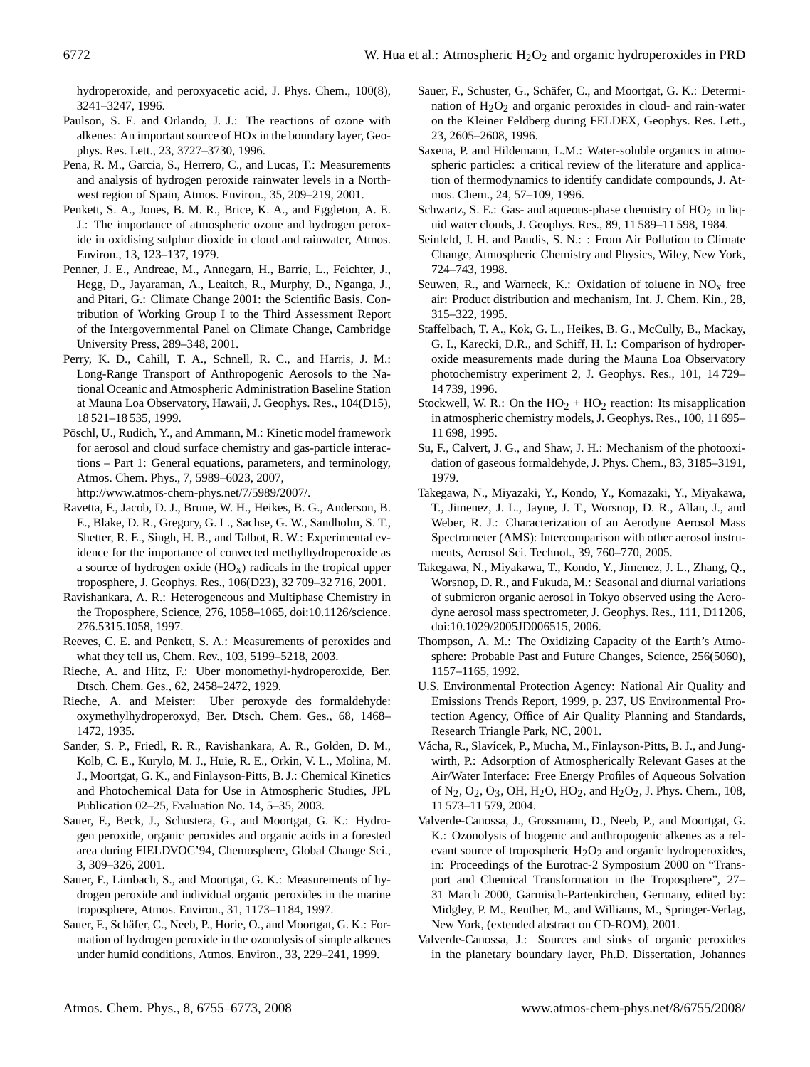hydroperoxide, and peroxyacetic acid, J. Phys. Chem., 100(8), 3241–3247, 1996.

Paulson, S. E. and Orlando, J. J.: The reactions of ozone with alkenes: An important source of HOx in the boundary layer, Geophys. Res. Lett., 23, 3727–3730, 1996.

Pena, R. M., Garcia, S., Herrero, C., and Lucas, T.: Measurements and analysis of hydrogen peroxide rainwater levels in a Northwest region of Spain, Atmos. Environ., 35, 209–219, 2001.

Penkett, S. A., Jones, B. M. R., Brice, K. A., and Eggleton, A. E. J.: The importance of atmospheric ozone and hydrogen peroxide in oxidising sulphur dioxide in cloud and rainwater, Atmos. Environ., 13, 123–137, 1979.

Penner, J. E., Andreae, M., Annegarn, H., Barrie, L., Feichter, J., Hegg, D., Jayaraman, A., Leaitch, R., Murphy, D., Nganga, J., and Pitari, G.: Climate Change 2001: the Scientific Basis. Contribution of Working Group I to the Third Assessment Report of the Intergovernmental Panel on Climate Change, Cambridge University Press, 289–348, 2001.

Perry, K. D., Cahill, T. A., Schnell, R. C., and Harris, J. M.: Long-Range Transport of Anthropogenic Aerosols to the National Oceanic and Atmospheric Administration Baseline Station at Mauna Loa Observatory, Hawaii, J. Geophys. Res., 104(D15), 18 521–18 535, 1999.

Pöschl, U., Rudich, Y., and Ammann, M.: Kinetic model framework for aerosol and cloud surface chemistry and gas-particle interactions – Part 1: General equations, parameters, and terminology, Atmos. Chem. Phys., 7, 5989–6023, 2007, http://www.atmos-chem-phys.net/7/5989/2007/.

Ravetta, F., Jacob, D. J., Brune, W. H., Heikes, B. G., Anderson, B. E., Blake, D. R., Gregory, G. L., Sachse, G. W., Sandholm, S. T., Shetter, R. E., Singh, H. B., and Talbot, R. W.: Experimental evidence for the importance of convected methylhydroperoxide as a source of hydrogen oxide ($HO_X$) radicals in the tropical upper troposphere, J. Geophys. Res., 106(D23), 32 709–32 716, 2001.

Ravishankara, A. R.: Heterogeneous and Multiphase Chemistry in the Troposphere, Science, 276, 1058–1065, doi:10.1126/science.276.5315.1058, 1997.

Reeves, C. E. and Penkett, S. A.: Measurements of peroxides and what they tell us, Chem. Rev., 103, 5199–5218, 2003.

Rieche, A. and Hitz, F.: Uber monomethyl-hydroperoxide, Ber. Dtsch. Chem. Ges., 62, 2458–2472, 1929.

Rieche, A. and Meister: Uber peroxyde des formaldehyde: oxymethylhydroperoxyd, Ber. Dtsch. Chem. Ges., 68, 1468–1472, 1935.

Sander, S. P., Friedl, R. R., Ravishankara, A. R., Golden, D. M., Kolb, C. E., Kurylo, M. J., Huie, R. E., Orkin, V. L., Molina, M. J., Moortgat, G. K., and Finlayson-Pitts, B. J.: Chemical Kinetics and Photochemical Data for Use in Atmospheric Studies, JPL Publication 02–25, Evaluation No. 14, 5–35, 2003.

Sauer, F., Beck, J., Schustera, G., and Moortgat, G. K.: Hydrogen peroxide, organic peroxides and organic acids in a forested area during FIELDVOC'94, Chemosphere, Global Change Sci., 3, 309–326, 2001.

Sauer, F., Limbach, S., and Moortgat, G. K.: Measurements of hydrogen peroxide and individual organic peroxides in the marine troposphere, Atmos. Environ., 31, 1173–1184, 1997.

Sauer, F., Schäfer, C., Neeb, P., Horie, O., and Moortgat, G. K.: Formation of hydrogen peroxide in the ozonolysis of simple alkenes under humid conditions, Atmos. Environ., 33, 229–241, 1999.

Sauer, F., Schuster, G., Schäfer, C., and Moortgat, G. K.: Determination of $H_2O_2$ and organic peroxides in cloud- and rain-water on the Kleiner Feldberg during FELDEX, Geophys. Res. Lett., 23, 2605–2608, 1996.

Saxena, P. and Hildemann, L.M.: Water-soluble organics in atmospheric particles: a critical review of the literature and application of thermodynamics to identify candidate compounds, J. Atmos. Chem., 24, 57–109, 1996.

Schwartz, S. E.: Gas- and aqueous-phase chemistry of $HO_2$ in liquid water clouds, J. Geophys. Res., 89, 11 589–11 598, 1984.

Seinfeld, J. H. and Pandis, S. N.: : From Air Pollution to Climate Change, Atmospheric Chemistry and Physics, Wiley, New York, 724–743, 1998.

Seuwen, R., and Warneck, K.: Oxidation of toluene in $NO_x$ free air: Product distribution and mechanism, Int. J. Chem. Kin., 28, 315–322, 1995.

Staffelbach, T. A., Kok, G. L., Heikes, B. G., McCully, B., Mackay, G. I., Karecki, D.R., and Schiff, H. I.: Comparison of hydroperoxide measurements made during the Mauna Loa Observatory photochemistry experiment 2, J. Geophys. Res., 101, 14 729–14 739, 1996.

Stockwell, W. R.: On the $HO_2$ + $HO_2$ reaction: Its misapplication in atmospheric chemistry models, J. Geophys. Res., 100, 11 695–11 698, 1995.

Su, F., Calvert, J. G., and Shaw, J. H.: Mechanism of the photooxidation of gaseous formaldehyde, J. Phys. Chem., 83, 3185–3191, 1979.

Takegawa, N., Miyazaki, Y., Kondo, Y., Komazaki, Y., Miyakawa, T., Jimenez, J. L., Jayne, J. T., Worsnop, D. R., Allan, J., and Weber, R. J.: Characterization of an Aerodyne Aerosol Mass Spectrometer (AMS): Intercomparison with other aerosol instruments, Aerosol Sci. Technol., 39, 760–770, 2005.

Takegawa, N., Miyakawa, T., Kondo, Y., Jimenez, J. L., Zhang, Q., Worsnop, D. R., and Fukuda, M.: Seasonal and diurnal variations of submicron organic aerosol in Tokyo observed using the Aerodyne aerosol mass spectrometer, J. Geophys. Res., 111, D11206, doi:10.1029/2005JD006515, 2006.

Thompson, A. M.: The Oxidizing Capacity of the Earth's Atmosphere: Probable Past and Future Changes, Science, 256(5060), 1157–1165, 1992.

U.S. Environmental Protection Agency: National Air Quality and Emissions Trends Report, 1999, p. 237, US Environmental Protection Agency, Office of Air Quality Planning and Standards, Research Triangle Park, NC, 2001.

Vácha, R., Slavícek, P., Mucha, M., Finlayson-Pitts, B. J., and Jungwirth, P.: Adsorption of Atmospherically Relevant Gases at the Air/Water Interface: Free Energy Profiles of Aqueous Solvation of $N_2$, $O_2$, $O_3$, OH, $H_2O$, $HO_2$, and $H_2O_2$, J. Phys. Chem., 108, 11 573–11 579, 2004.

Valverde-Canossa, J., Grossmann, D., Neeb, P., and Moortgat, G. K.: Ozonolysis of biogenic and anthropogenic alkenes as a relevant source of tropospheric $H_2O_2$ and organic hydroperoxides, in: Proceedings of the Eurotrac-2 Symposium 2000 on "Transport and Chemical Transformation in the Troposphere", 27–31 March 2000, Garmisch-Partenkirchen, Germany, edited by: Midgley, P. M., Reuther, M., and Williams, M., Springer-Verlag, New York, (extended abstract on CD-ROM), 2001.

Valverde-Canossa, J.: Sources and sinks of organic peroxides in the planetary boundary layer, Ph.D. Dissertation, Johannes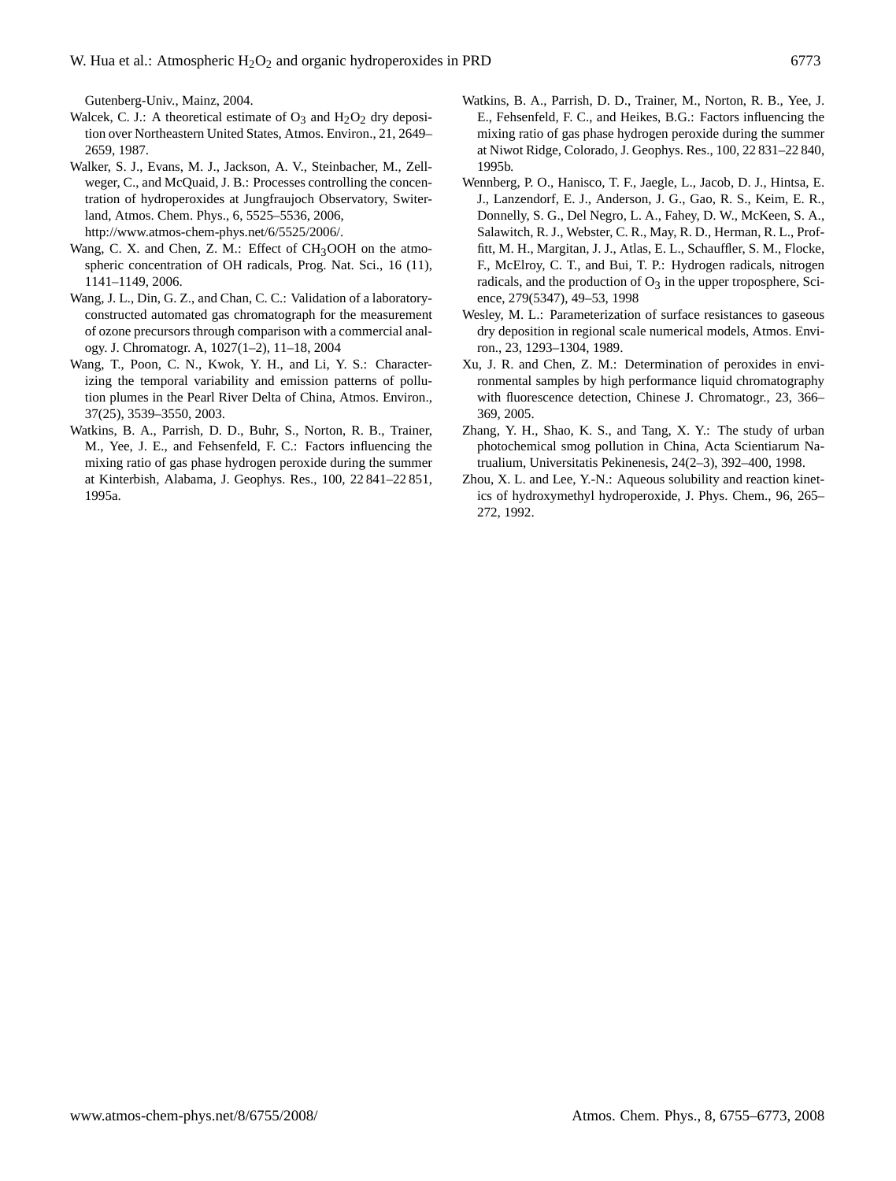Gutenberg-Univ., Mainz, 2004.

Walcek, C. J.: A theoretical estimate of $O_3$ and $H_2O_2$ dry deposition over Northeastern United States, Atmos. Environ., 21, 2649–2659, 1987.

Walker, S. J., Evans, M. J., Jackson, A. V., Steinbacher, M., Zellweger, C., and McQuaid, J. B.: Processes controlling the concentration of hydroperoxides at Jungfraujoch Observatory, Switerland, Atmos. Chem. Phys., 6, 5525–5536, 2006, http://www.atmos-chem-phys.net/6/5525/2006/.

Wang, C. X. and Chen, Z. M.: Effect of $CH_3OOH$ on the atmospheric concentration of OH radicals, Prog. Nat. Sci., 16 (11), 1141–1149, 2006.

Wang, J. L., Din, G. Z., and Chan, C. C.: Validation of a laboratory-constructed automated gas chromatograph for the measurement of ozone precursors through comparison with a commercial analogy. J. Chromatogr. A, 1027(1–2), 11–18, 2004

Wang, T., Poon, C. N., Kwok, Y. H., and Li, Y. S.: Characterizing the temporal variability and emission patterns of pollution plumes in the Pearl River Delta of China, Atmos. Environ., 37(25), 3539–3550, 2003.

Watkins, B. A., Parrish, D. D., Buhr, S., Norton, R. B., Trainer, M., Yee, J. E., and Fehsenfeld, F. C.: Factors influencing the mixing ratio of gas phase hydrogen peroxide during the summer at Kinterbish, Alabama, J. Geophys. Res., 100, 22 841–22 851, 1995a.

Watkins, B. A., Parrish, D. D., Trainer, M., Norton, R. B., Yee, J. E., Fehsenfeld, F. C., and Heikes, B.G.: Factors influencing the mixing ratio of gas phase hydrogen peroxide during the summer at Niwot Ridge, Colorado, J. Geophys. Res., 100, 22 831–22 840, 1995b.

Wennberg, P. O., Hanisco, T. F., Jaegle, L., Jacob, D. J., Hintsa, E. J., Lanzendorf, E. J., Anderson, J. G., Gao, R. S., Keim, E. R., Donnelly, S. G., Del Negro, L. A., Fahey, D. W., McKeen, S. A., Salawitch, R. J., Webster, C. R., May, R. D., Herman, R. L., Proffitt, M. H., Margitan, J. J., Atlas, E. L., Schauffler, S. M., Flocke, F., McElroy, C. T., and Bui, T. P.: Hydrogen radicals, nitrogen radicals, and the production of $O_3$ in the upper troposphere, Science, 279(5347), 49–53, 1998

Wesley, M. L.: Parameterization of surface resistances to gaseous dry deposition in regional scale numerical models, Atmos. Environ., 23, 1293–1304, 1989.

Xu, J. R. and Chen, Z. M.: Determination of peroxides in environmental samples by high performance liquid chromatography with fluorescence detection, Chinese J. Chromatogr., 23, 366–369, 2005.

Zhang, Y. H., Shao, K. S., and Tang, X. Y.: The study of urban photochemical smog pollution in China, Acta Scientiarum Natrualium, Universitatis Pekinenesis, 24(2–3), 392–400, 1998.

Zhou, X. L. and Lee, Y.-N.: Aqueous solubility and reaction kinetics of hydroxymethyl hydroperoxide, J. Phys. Chem., 96, 265–272, 1992.